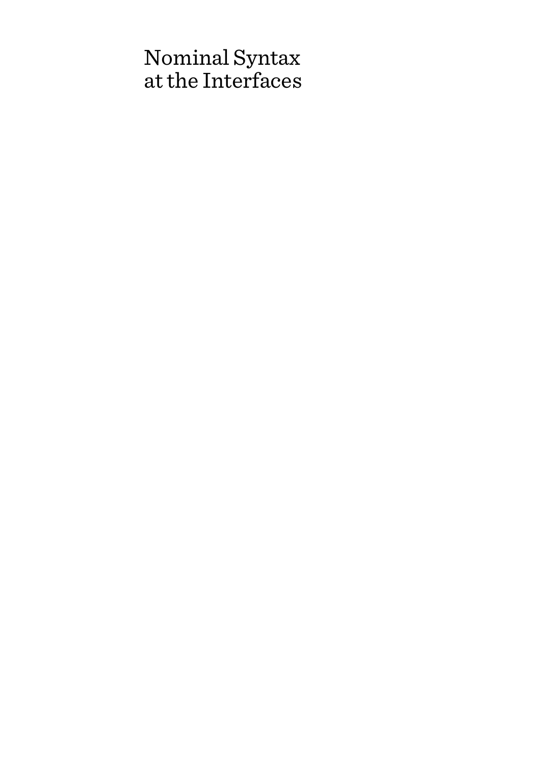# Nominal Syntax at the Interfaces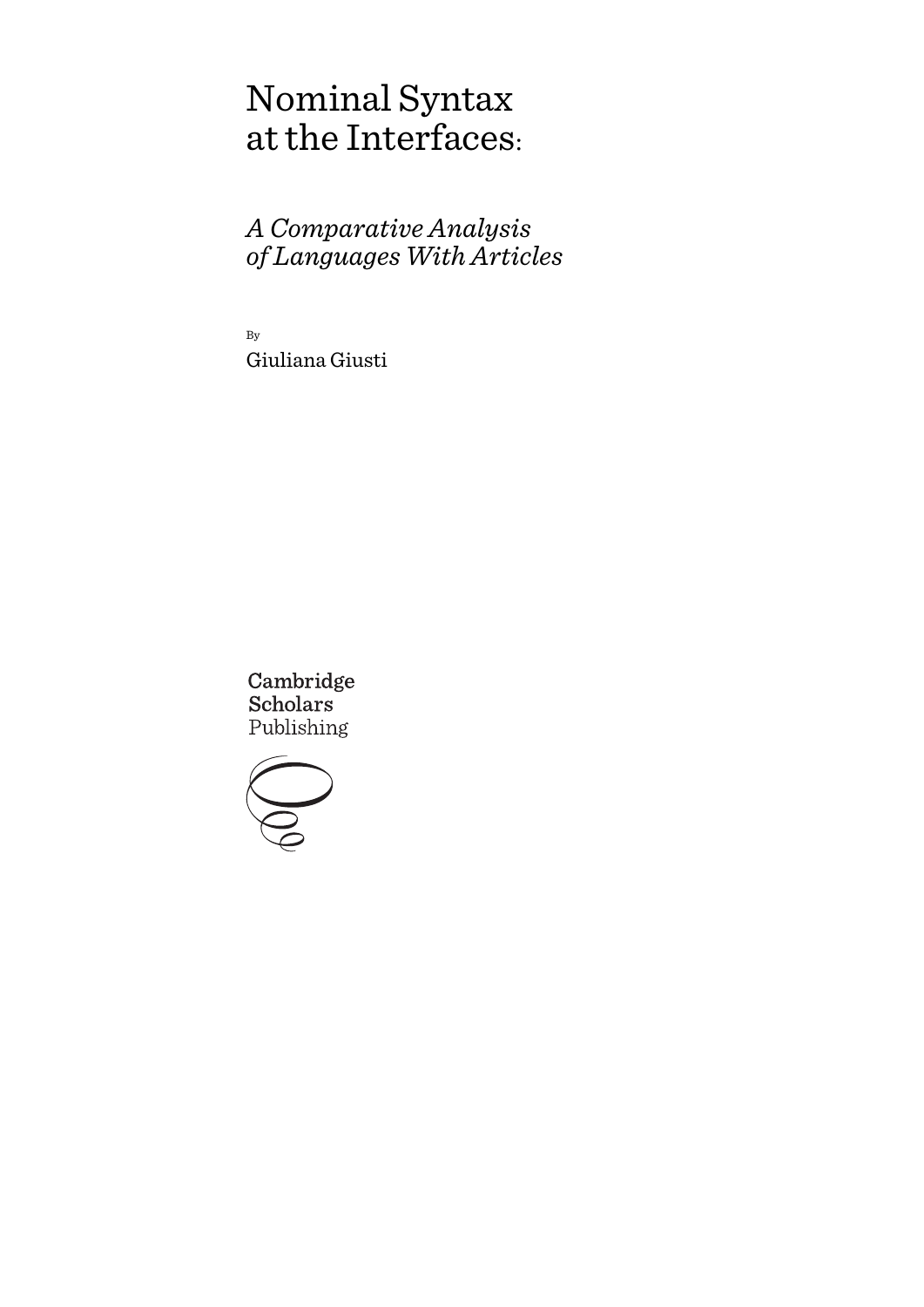# Nominal Syntax at the Interfaces:

*A Comparative Analysis of Languages With Articles*

By

Giuliana Giusti

Cambridge Scholars Publishing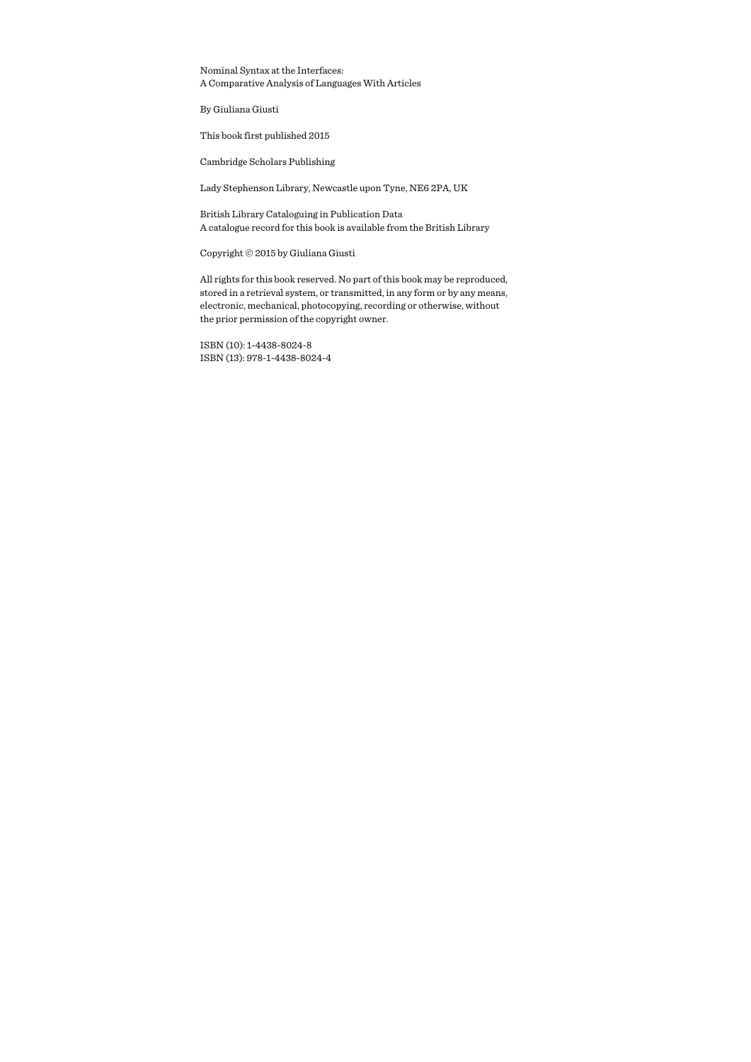Nominal Syntax at the Interfaces:
A Comparative Analysis of Languages With Articles

By Giuliana Giusti

This book first published 2015

Cambridge Scholars Publishing

Lady Stephenson Library, Newcastle upon Tyne, NE6 2PA, UK

British Library Cataloguing in Publication Data
A catalogue record for this book is available from the British Library

Copyright © 2015 by Giuliana Giusti

All rights for this book reserved. No part of this book may be reproduced, stored in a retrieval system, or transmitted, in any form or by any means, electronic, mechanical, photocopying, recording or otherwise, without the prior permission of the copyright owner.

ISBN (10): 1-4438-8024-8
ISBN (13): 978-1-4438-8024-4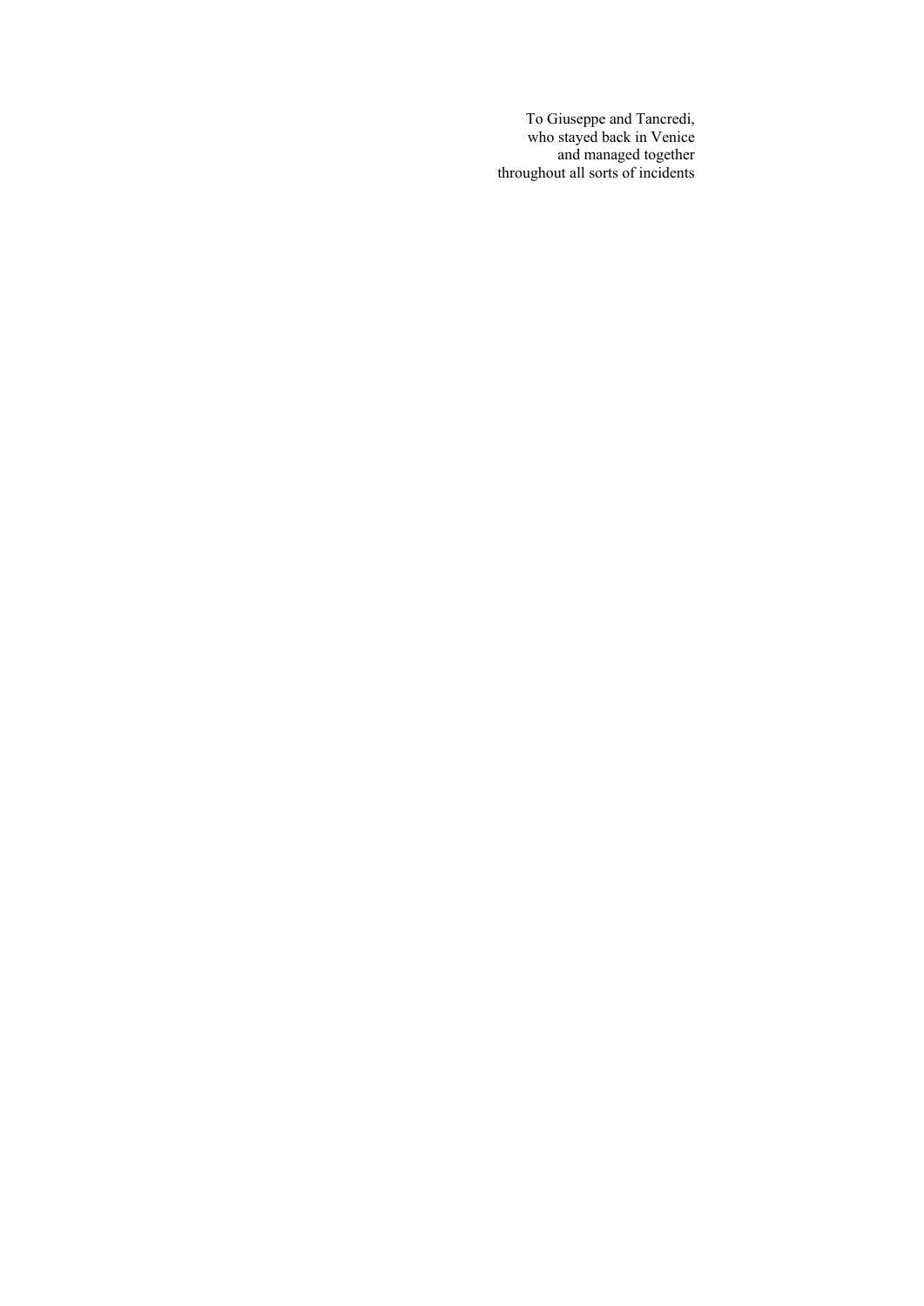To Giuseppe and Tancredi,
who stayed back in Venice
and managed together
throughout all sorts of incidents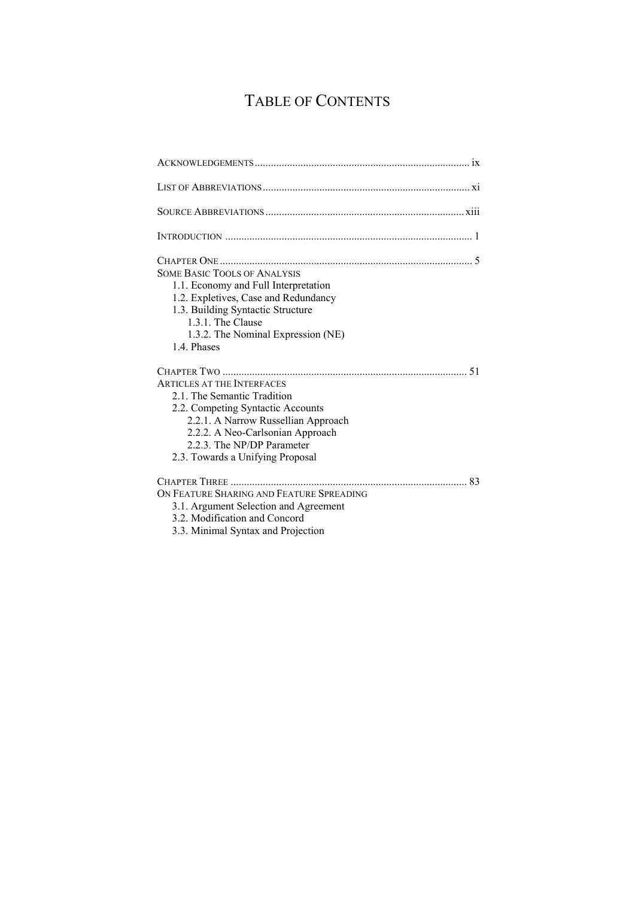# TABLE OF CONTENTS

ACKNOWLEDGEMENTS ................................................................................ ix

LIST OF ABBREVIATIONS ............................................................................ xi

SOURCE ABBREVIATIONS ......................................................................... xiii

INTRODUCTION ........................................................................................... 1

CHAPTER ONE ............................................................................................. 5
SOME BASIC TOOLS OF ANALYSIS
- 1.1. Economy and Full Interpretation
- 1.2. Expletives, Case and Redundancy
- 1.3. Building Syntactic Structure
  - 1.3.1. The Clause
  - 1.3.2. The Nominal Expression (NE)
- 1.4. Phases

CHAPTER TWO ........................................................................................... 51
ARTICLES AT THE INTERFACES
- 2.1. The Semantic Tradition
- 2.2. Competing Syntactic Accounts
  - 2.2.1. A Narrow Russellian Approach
  - 2.2.2. A Neo-Carlsonian Approach
  - 2.2.3. The NP/DP Parameter
- 2.3. Towards a Unifying Proposal

CHAPTER THREE ........................................................................................ 83
ON FEATURE SHARING AND FEATURE SPREADING
- 3.1. Argument Selection and Agreement
- 3.2. Modification and Concord
- 3.3. Minimal Syntax and Projection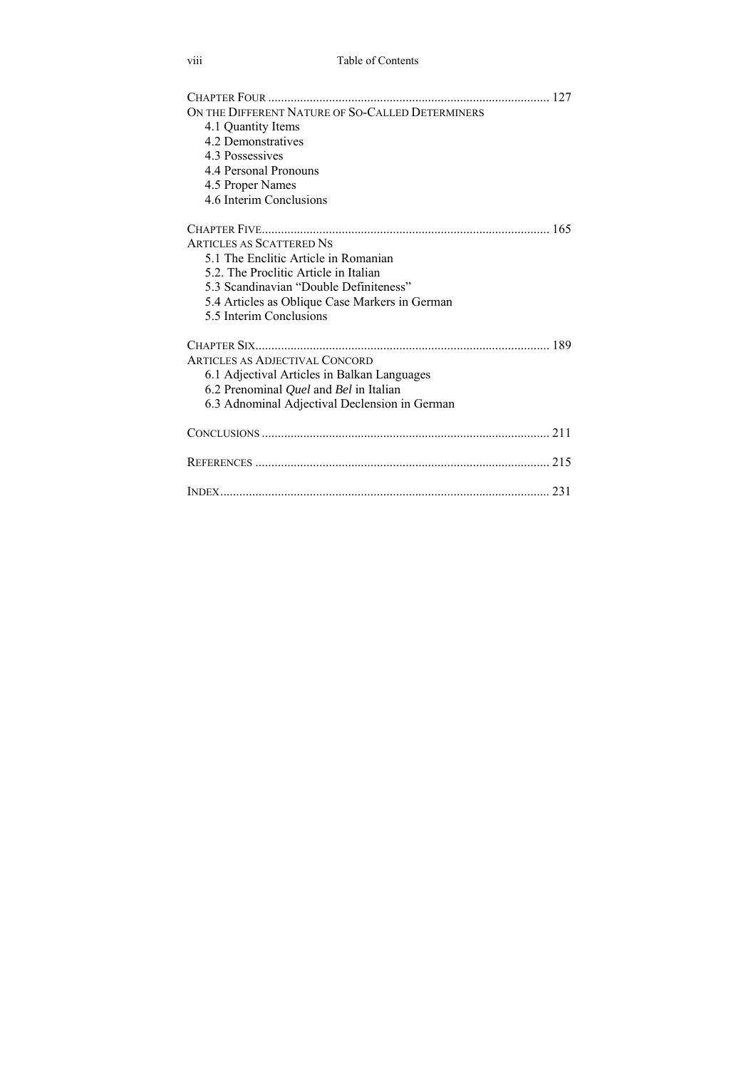Chapter Four ........................................................................................ 127

On the Different Nature of So-Called Determiners

- 4.1 Quantity Items
- 4.2 Demonstratives
- 4.3 Possessives
- 4.4 Personal Pronouns
- 4.5 Proper Names
- 4.6 Interim Conclusions

Chapter Five......................................................................................... 165

Articles as Scattered Ns

- 5.1 The Enclitic Article in Romanian
- 5.2. The Proclitic Article in Italian
- 5.3 Scandinavian "Double Definiteness"
- 5.4 Articles as Oblique Case Markers in German
- 5.5 Interim Conclusions

Chapter Six........................................................................................... 189

Articles as Adjectival Concord

- 6.1 Adjectival Articles in Balkan Languages
- 6.2 Prenominal *Quel* and *Bel* in Italian
- 6.3 Adnominal Adjectival Declension in German

Conclusions ......................................................................................... 211

References ........................................................................................... 215

Index...................................................................................................... 231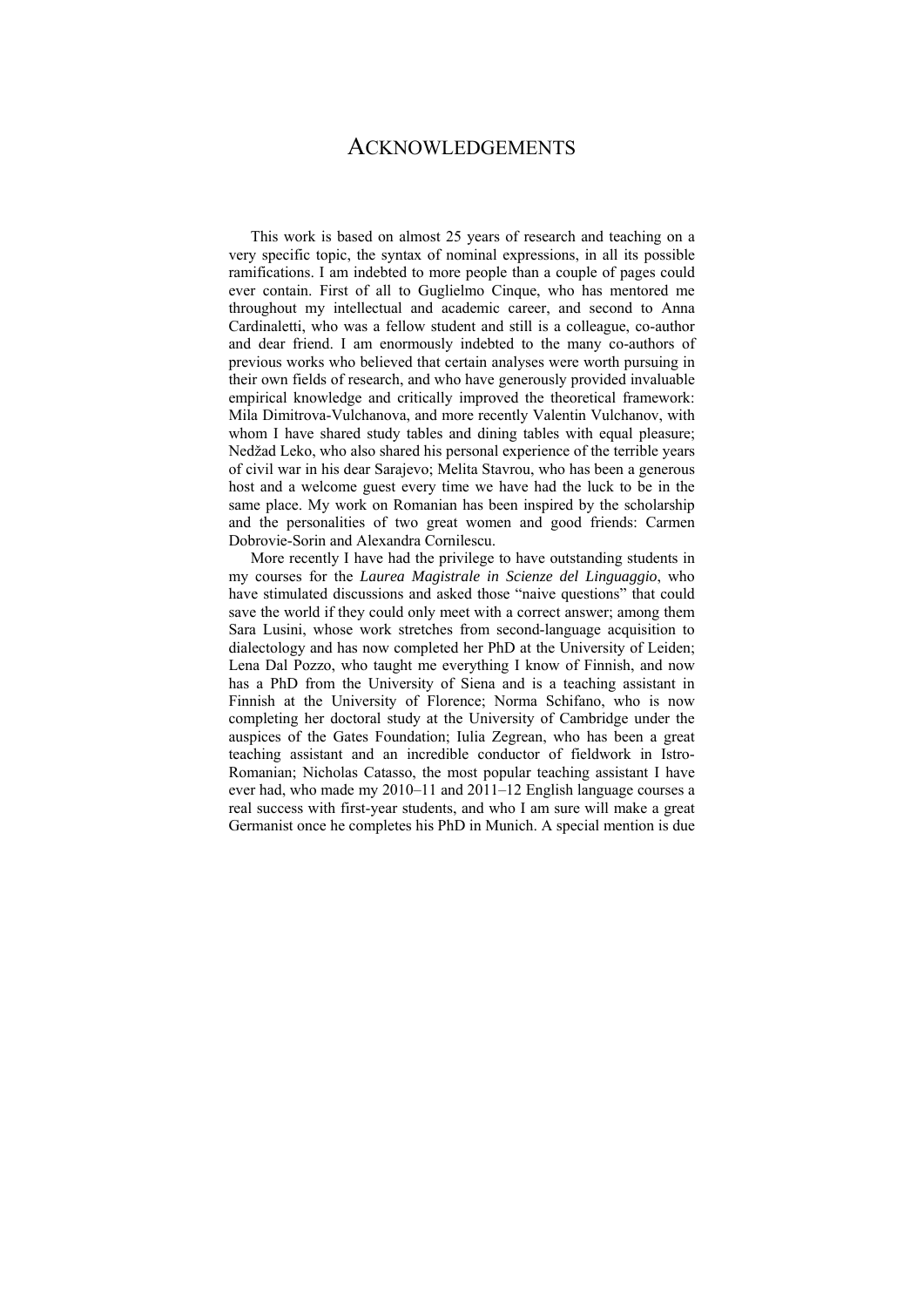# ACKNOWLEDGEMENTS

This work is based on almost 25 years of research and teaching on a very specific topic, the syntax of nominal expressions, in all its possible ramifications. I am indebted to more people than a couple of pages could ever contain. First of all to Guglielmo Cinque, who has mentored me throughout my intellectual and academic career, and second to Anna Cardinaletti, who was a fellow student and still is a colleague, co-author and dear friend. I am enormously indebted to the many co-authors of previous works who believed that certain analyses were worth pursuing in their own fields of research, and who have generously provided invaluable empirical knowledge and critically improved the theoretical framework: Mila Dimitrova-Vulchanova, and more recently Valentin Vulchanov, with whom I have shared study tables and dining tables with equal pleasure; Nedžad Leko, who also shared his personal experience of the terrible years of civil war in his dear Sarajevo; Melita Stavrou, who has been a generous host and a welcome guest every time we have had the luck to be in the same place. My work on Romanian has been inspired by the scholarship and the personalities of two great women and good friends: Carmen Dobrovie-Sorin and Alexandra Cornilescu.

More recently I have had the privilege to have outstanding students in my courses for the *Laurea Magistrale in Scienze del Linguaggio*, who have stimulated discussions and asked those "naive questions" that could save the world if they could only meet with a correct answer; among them Sara Lusini, whose work stretches from second-language acquisition to dialectology and has now completed her PhD at the University of Leiden; Lena Dal Pozzo, who taught me everything I know of Finnish, and now has a PhD from the University of Siena and is a teaching assistant in Finnish at the University of Florence; Norma Schifano, who is now completing her doctoral study at the University of Cambridge under the auspices of the Gates Foundation; Iulia Zegrean, who has been a great teaching assistant and an incredible conductor of fieldwork in Istro-Romanian; Nicholas Catasso, the most popular teaching assistant I have ever had, who made my 2010–11 and 2011–12 English language courses a real success with first-year students, and who I am sure will make a great Germanist once he completes his PhD in Munich. A special mention is due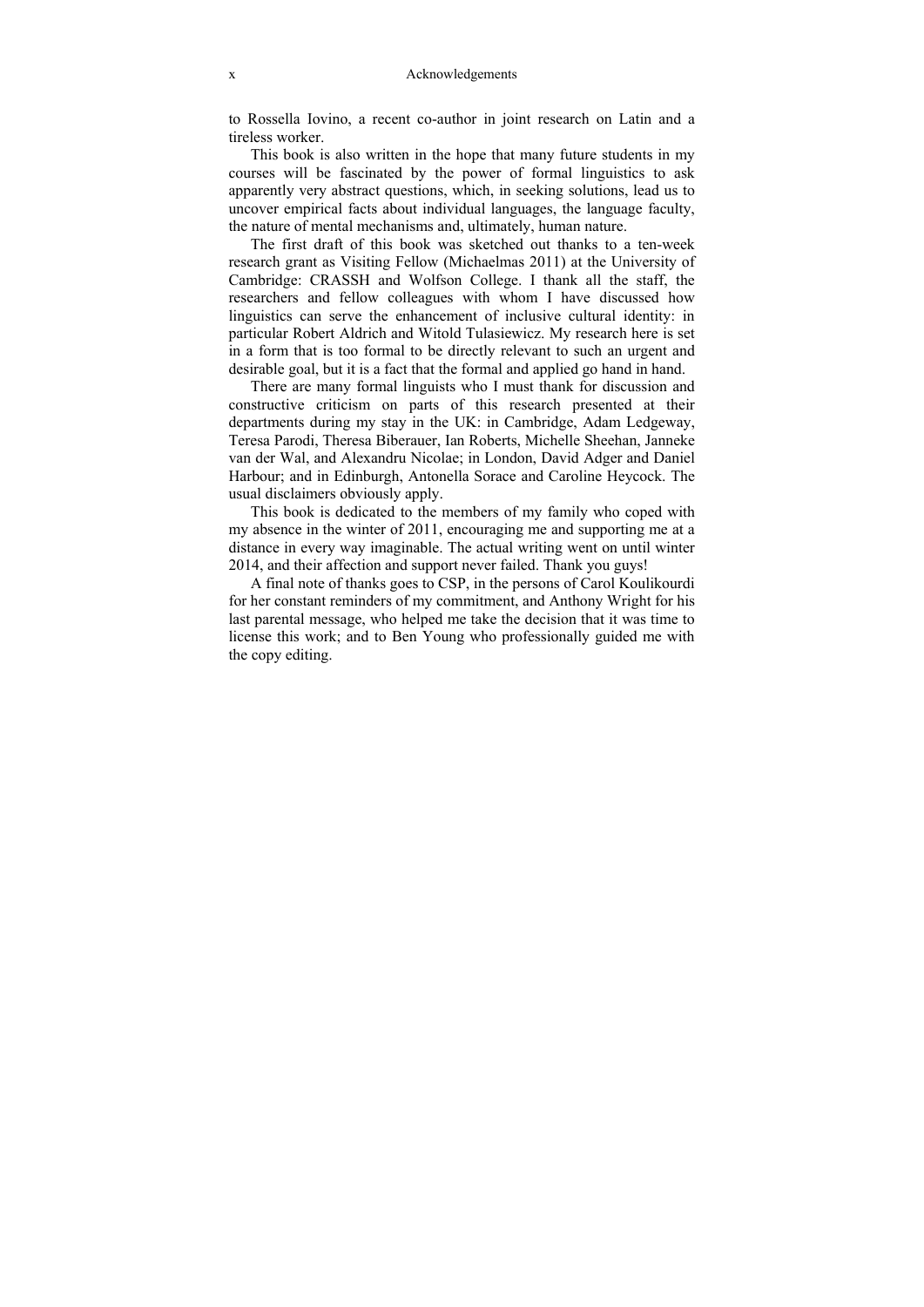to Rossella Iovino, a recent co-author in joint research on Latin and a tireless worker.

This book is also written in the hope that many future students in my courses will be fascinated by the power of formal linguistics to ask apparently very abstract questions, which, in seeking solutions, lead us to uncover empirical facts about individual languages, the language faculty, the nature of mental mechanisms and, ultimately, human nature.

The first draft of this book was sketched out thanks to a ten-week research grant as Visiting Fellow (Michaelmas 2011) at the University of Cambridge: CRASSH and Wolfson College. I thank all the staff, the researchers and fellow colleagues with whom I have discussed how linguistics can serve the enhancement of inclusive cultural identity: in particular Robert Aldrich and Witold Tulasiewicz. My research here is set in a form that is too formal to be directly relevant to such an urgent and desirable goal, but it is a fact that the formal and applied go hand in hand.

There are many formal linguists who I must thank for discussion and constructive criticism on parts of this research presented at their departments during my stay in the UK: in Cambridge, Adam Ledgeway, Teresa Parodi, Theresa Biberauer, Ian Roberts, Michelle Sheehan, Janneke van der Wal, and Alexandru Nicolae; in London, David Adger and Daniel Harbour; and in Edinburgh, Antonella Sorace and Caroline Heycock. The usual disclaimers obviously apply.

This book is dedicated to the members of my family who coped with my absence in the winter of 2011, encouraging me and supporting me at a distance in every way imaginable. The actual writing went on until winter 2014, and their affection and support never failed. Thank you guys!

A final note of thanks goes to CSP, in the persons of Carol Koulikourdi for her constant reminders of my commitment, and Anthony Wright for his last parental message, who helped me take the decision that it was time to license this work; and to Ben Young who professionally guided me with the copy editing.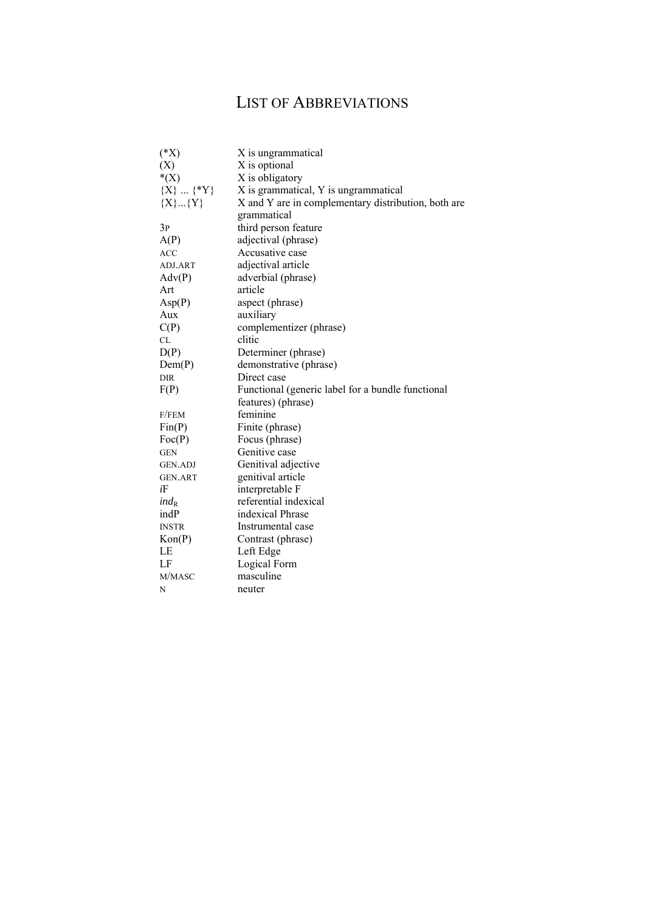# LIST OF ABBREVIATIONS

| | |
|---|---|
| (*X) | X is ungrammatical |
| (X) | X is optional |
| *(X) | X is obligatory |
| {X} ... {*Y} | X is grammatical, Y is ungrammatical |
| {X}...{Y} | X and Y are in complementary distribution, both are grammatical |
| 3P | third person feature |
| A(P) | adjectival (phrase) |
| ACC | Accusative case |
| ADJ.ART | adjectival article |
| Adv(P) | adverbial (phrase) |
| Art | article |
| Asp(P) | aspect (phrase) |
| Aux | auxiliary |
| C(P) | complementizer (phrase) |
| CL | clitic |
| D(P) | Determiner (phrase) |
| Dem(P) | demonstrative (phrase) |
| DIR | Direct case |
| F(P) | Functional (generic label for a bundle functional features) (phrase) |
| F/FEM | feminine |
| Fin(P) | Finite (phrase) |
| Foc(P) | Focus (phrase) |
| GEN | Genitive case |
| GEN.ADJ | Genitival adjective |
| GEN.ART | genitival article |
| *i*F | interpretable F |
| $ind_R$ | referential indexical |
| indP | indexical Phrase |
| INSTR | Instrumental case |
| Kon(P) | Contrast (phrase) |
| LE | Left Edge |
| LF | Logical Form |
| M/MASC | masculine |
| N | neuter |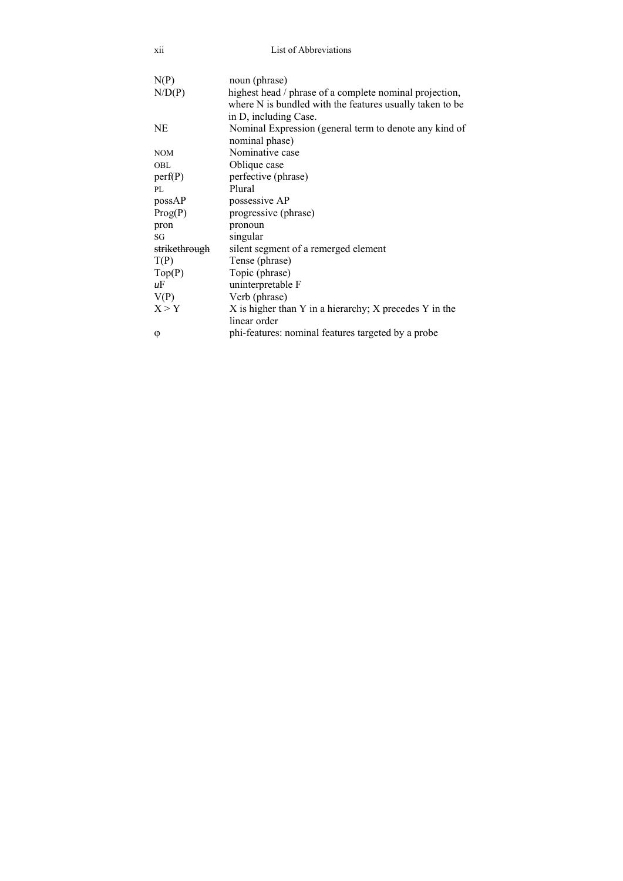| | |
|---|---|
| N(P) | noun (phrase) |
| N/D(P) | highest head / phrase of a complete nominal projection, where N is bundled with the features usually taken to be in D, including Case. |
| NE | Nominal Expression (general term to denote any kind of nominal phase) |
| NOM | Nominative case |
| OBL | Oblique case |
| perf(P) | perfective (phrase) |
| PL | Plural |
| possAP | possessive AP |
| Prog(P) | progressive (phrase) |
| pron | pronoun |
| SG | singular |
| ~~strikethrough~~ | silent segment of a remerged element |
| T(P) | Tense (phrase) |
| Top(P) | Topic (phrase) |
| *u*F | uninterpretable F |
| V(P) | Verb (phrase) |
| X > Y | X is higher than Y in a hierarchy; X precedes Y in the linear order |
| φ | phi-features: nominal features targeted by a probe |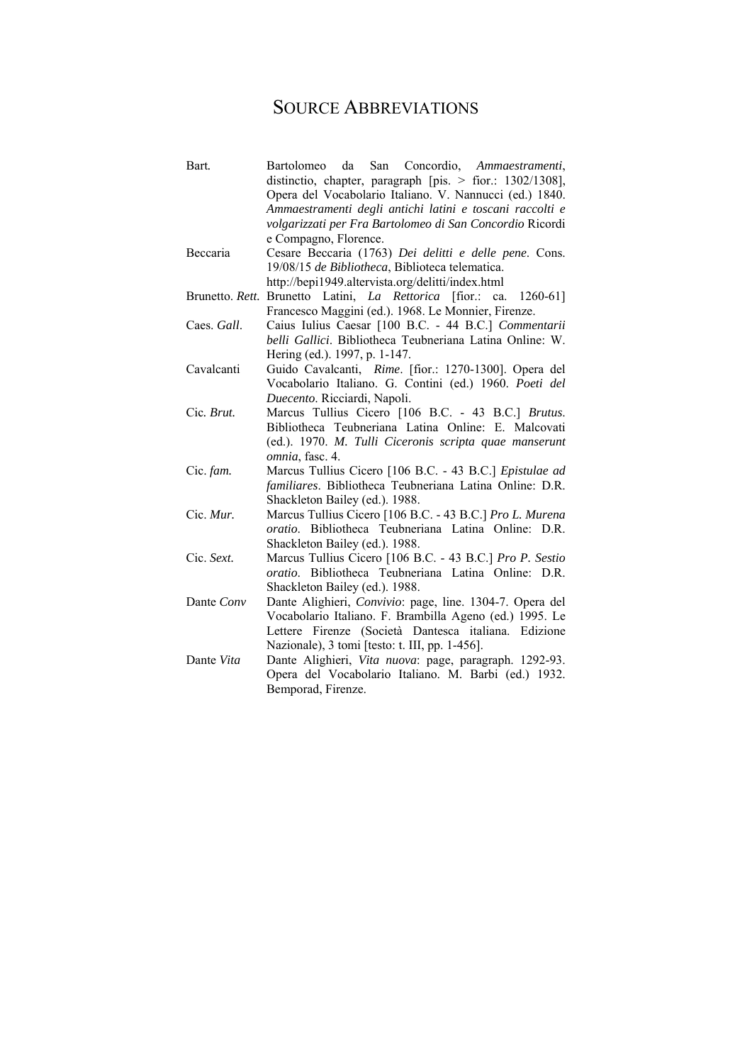# SOURCE ABBREVIATIONS

| | |
|---|---|
| Bart. | Bartolomeo da San Concordio, *Ammaestramenti*, distinctio, chapter, paragraph [pis. > fior.: 1302/1308], Opera del Vocabolario Italiano. V. Nannucci (ed.) 1840. *Ammaestramenti degli antichi latini e toscani raccolti e volgarizzati per Fra Bartolomeo di San Concordio* Ricordi e Compagno, Florence. |
| Beccaria | Cesare Beccaria (1763) *Dei delitti e delle pene*. Cons. 19/08/15 *de Bibliotheca*, Biblioteca telematica. http://bepi1949.altervista.org/delitti/index.html |
| Brunetto. *Rett.* | Brunetto Latini, *La Rettorica* [fior.: ca. 1260-61] Francesco Maggini (ed.). 1968. Le Monnier, Firenze. |
| Caes. *Gall*. | Caius Iulius Caesar [100 B.C. - 44 B.C.] *Commentarii belli Gallici*. Bibliotheca Teubneriana Latina Online: W. Hering (ed.). 1997, p. 1-147. |
| Cavalcanti | Guido Cavalcanti, *Rime*. [fior.: 1270-1300]. Opera del Vocabolario Italiano. G. Contini (ed.) 1960. *Poeti del Duecento*. Ricciardi, Napoli. |
| Cic. *Brut.* | Marcus Tullius Cicero [106 B.C. - 43 B.C.] *Brutus*. Bibliotheca Teubneriana Latina Online: E. Malcovati (ed.). 1970. *M. Tulli Ciceronis scripta quae manserunt omnia*, fasc. 4. |
| Cic. *fam.* | Marcus Tullius Cicero [106 B.C. - 43 B.C.] *Epistulae ad familiares*. Bibliotheca Teubneriana Latina Online: D.R. Shackleton Bailey (ed.). 1988. |
| Cic. *Mur.* | Marcus Tullius Cicero [106 B.C. - 43 B.C.] *Pro L. Murena oratio*. Bibliotheca Teubneriana Latina Online: D.R. Shackleton Bailey (ed.). 1988. |
| Cic. *Sext.* | Marcus Tullius Cicero [106 B.C. - 43 B.C.] *Pro P. Sestio oratio*. Bibliotheca Teubneriana Latina Online: D.R. Shackleton Bailey (ed.). 1988. |
| Dante *Conv* | Dante Alighieri, *Convivio*: page, line. 1304-7. Opera del Vocabolario Italiano. F. Brambilla Ageno (ed.) 1995. Le Lettere Firenze (Società Dantesca italiana. Edizione Nazionale), 3 tomi [testo: t. III, pp. 1-456]. |
| Dante *Vita* | Dante Alighieri, *Vita nuova*: page, paragraph. 1292-93. Opera del Vocabolario Italiano. M. Barbi (ed.) 1932. Bemporad, Firenze. |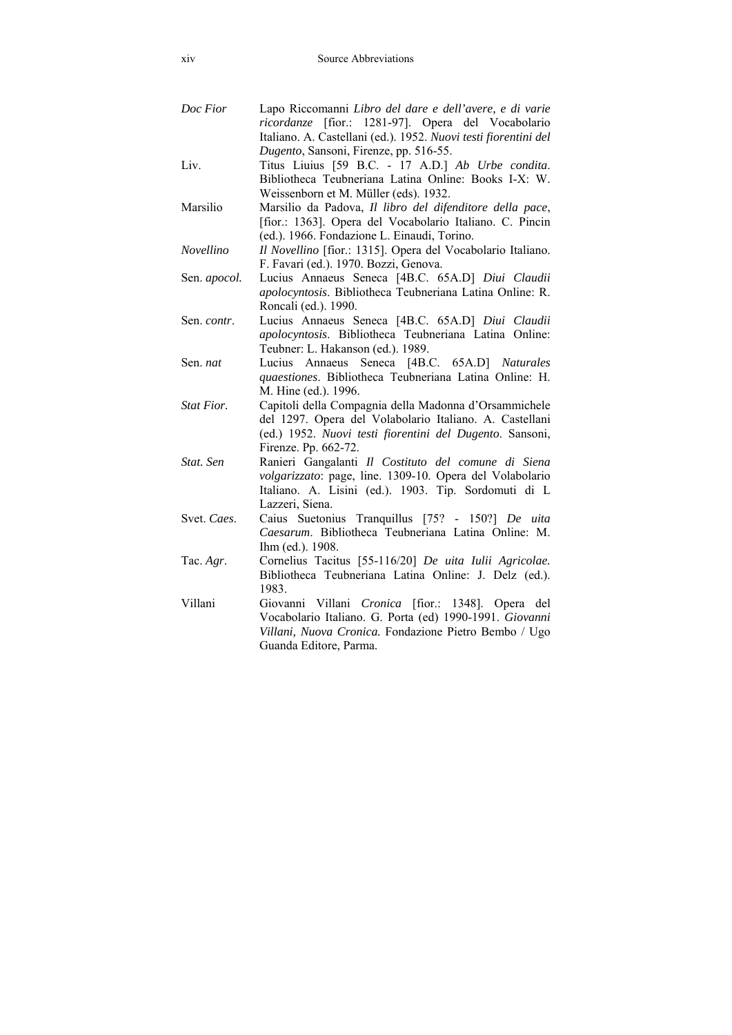| | |
|---|---|
| *Doc Fior* | Lapo Riccomanni *Libro del dare e dell'avere, e di varie ricordanze* [fior.: 1281-97]. Opera del Vocabolario Italiano. A. Castellani (ed.). 1952. *Nuovi testi fiorentini del Dugento*, Sansoni, Firenze, pp. 516-55. |
| Liv. | Titus Liuius [59 B.C. - 17 A.D.] *Ab Urbe condita*. Bibliotheca Teubneriana Latina Online: Books I-X: W. Weissenborn et M. Müller (eds). 1932. |
| Marsilio | Marsilio da Padova, *Il libro del difenditore della pace*, [fior.: 1363]. Opera del Vocabolario Italiano. C. Pincin (ed.). 1966. Fondazione L. Einaudi, Torino. |
| *Novellino* | *Il Novellino* [fior.: 1315]. Opera del Vocabolario Italiano. F. Favari (ed.). 1970. Bozzi, Genova. |
| Sen. *apocol.* | Lucius Annaeus Seneca [4B.C. 65A.D] *Diui Claudii apolocyntosis*. Bibliotheca Teubneriana Latina Online: R. Roncali (ed.). 1990. |
| Sen. *contr*. | Lucius Annaeus Seneca [4B.C. 65A.D] *Diui Claudii apolocyntosis*. Bibliotheca Teubneriana Latina Online: Teubner: L. Hakanson (ed.). 1989. |
| Sen. *nat* | Lucius Annaeus Seneca [4B.C. 65A.D] *Naturales quaestiones*. Bibliotheca Teubneriana Latina Online: H. M. Hine (ed.). 1996. |
| *Stat Fior.* | Capitoli della Compagnia della Madonna d'Orsammichele del 1297. Opera del Volabolario Italiano. A. Castellani (ed.) 1952. *Nuovi testi fiorentini del Dugento*. Sansoni, Firenze. Pp. 662-72. |
| *Stat. Sen* | Ranieri Gangalanti *Il Costituto del comune di Siena volgarizzato*: page, line. 1309-10. Opera del Volabolario Italiano. A. Lisini (ed.). 1903. Tip. Sordomuti di L Lazzeri, Siena. |
| Svet. *Caes*. | Caius Suetonius Tranquillus [75? - 150?] *De uita Caesarum*. Bibliotheca Teubneriana Latina Online: M. Ihm (ed.). 1908. |
| Tac. *Agr*. | Cornelius Tacitus [55-116/20] *De uita Iulii Agricolae.* Bibliotheca Teubneriana Latina Online: J. Delz (ed.). 1983. |
| Villani | Giovanni Villani *Cronica* [fior.: 1348]. Opera del Vocabolario Italiano. G. Porta (ed) 1990-1991. *Giovanni Villani, Nuova Cronica.* Fondazione Pietro Bembo / Ugo Guanda Editore, Parma. |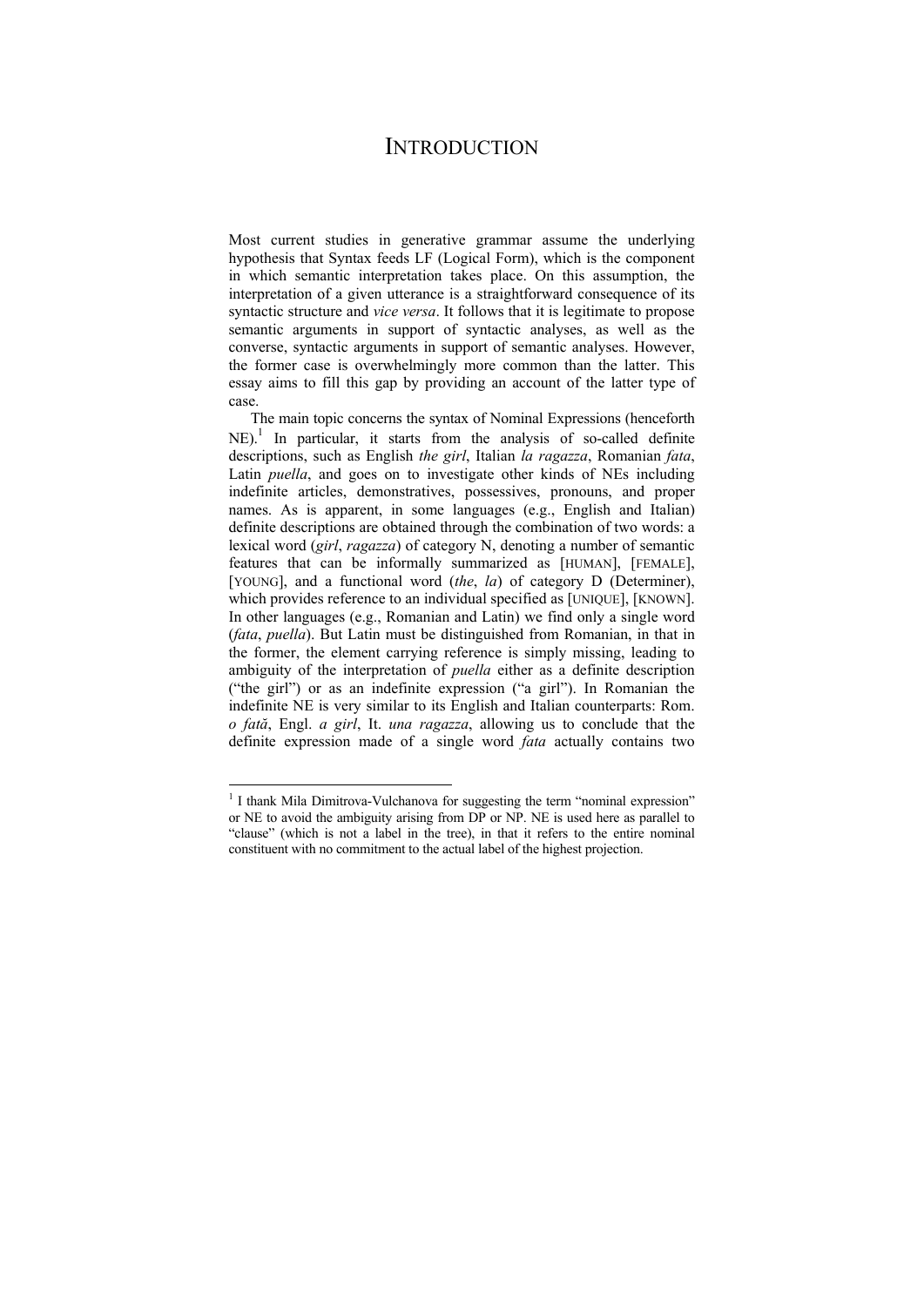# INTRODUCTION

Most current studies in generative grammar assume the underlying hypothesis that Syntax feeds LF (Logical Form), which is the component in which semantic interpretation takes place. On this assumption, the interpretation of a given utterance is a straightforward consequence of its syntactic structure and *vice versa*. It follows that it is legitimate to propose semantic arguments in support of syntactic analyses, as well as the converse, syntactic arguments in support of semantic analyses. However, the former case is overwhelmingly more common than the latter. This essay aims to fill this gap by providing an account of the latter type of case.

The main topic concerns the syntax of Nominal Expressions (henceforth NE).[1] In particular, it starts from the analysis of so-called definite descriptions, such as English *the girl*, Italian *la ragazza*, Romanian *fata*, Latin *puella*, and goes on to investigate other kinds of NEs including indefinite articles, demonstratives, possessives, pronouns, and proper names. As is apparent, in some languages (e.g., English and Italian) definite descriptions are obtained through the combination of two words: a lexical word (*girl*, *ragazza*) of category N, denoting a number of semantic features that can be informally summarized as [HUMAN], [FEMALE], [YOUNG], and a functional word (*the*, *la*) of category D (Determiner), which provides reference to an individual specified as [UNIQUE], [KNOWN]. In other languages (e.g., Romanian and Latin) we find only a single word (*fata*, *puella*). But Latin must be distinguished from Romanian, in that in the former, the element carrying reference is simply missing, leading to ambiguity of the interpretation of *puella* either as a definite description ("the girl") or as an indefinite expression ("a girl"). In Romanian the indefinite NE is very similar to its English and Italian counterparts: Rom. *o fată*, Engl. *a girl*, It. *una ragazza*, allowing us to conclude that the definite expression made of a single word *fata* actually contains two

---

[1] I thank Mila Dimitrova-Vulchanova for suggesting the term "nominal expression" or NE to avoid the ambiguity arising from DP or NP. NE is used here as parallel to "clause" (which is not a label in the tree), in that it refers to the entire nominal constituent with no commitment to the actual label of the highest projection.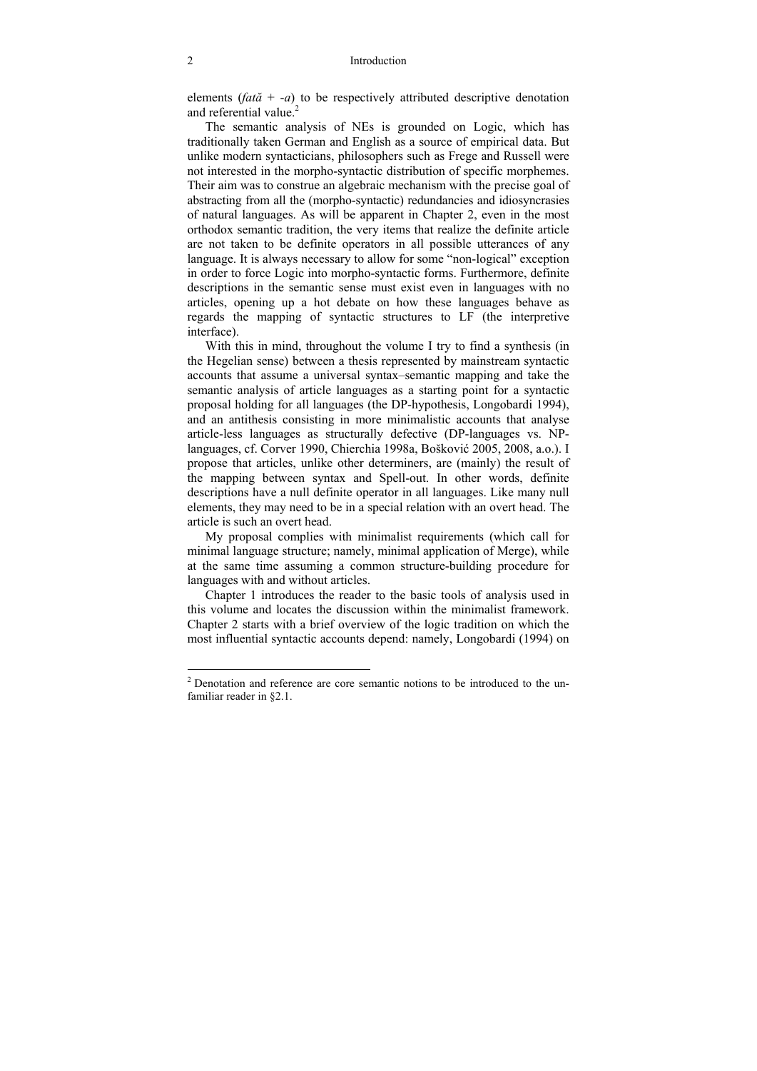elements (*fată* + *-a*) to be respectively attributed descriptive denotation and referential value.[2]

The semantic analysis of NEs is grounded on Logic, which has traditionally taken German and English as a source of empirical data. But unlike modern syntacticians, philosophers such as Frege and Russell were not interested in the morpho-syntactic distribution of specific morphemes. Their aim was to construe an algebraic mechanism with the precise goal of abstracting from all the (morpho-syntactic) redundancies and idiosyncrasies of natural languages. As will be apparent in Chapter 2, even in the most orthodox semantic tradition, the very items that realize the definite article are not taken to be definite operators in all possible utterances of any language. It is always necessary to allow for some "non-logical" exception in order to force Logic into morpho-syntactic forms. Furthermore, definite descriptions in the semantic sense must exist even in languages with no articles, opening up a hot debate on how these languages behave as regards the mapping of syntactic structures to LF (the interpretive interface).

With this in mind, throughout the volume I try to find a synthesis (in the Hegelian sense) between a thesis represented by mainstream syntactic accounts that assume a universal syntax–semantic mapping and take the semantic analysis of article languages as a starting point for a syntactic proposal holding for all languages (the DP-hypothesis, Longobardi 1994), and an antithesis consisting in more minimalistic accounts that analyse article-less languages as structurally defective (DP-languages vs. NP-languages, cf. Corver 1990, Chierchia 1998a, Bošković 2005, 2008, a.o.). I propose that articles, unlike other determiners, are (mainly) the result of the mapping between syntax and Spell-out. In other words, definite descriptions have a null definite operator in all languages. Like many null elements, they may need to be in a special relation with an overt head. The article is such an overt head.

My proposal complies with minimalist requirements (which call for minimal language structure; namely, minimal application of Merge), while at the same time assuming a common structure-building procedure for languages with and without articles.

Chapter 1 introduces the reader to the basic tools of analysis used in this volume and locates the discussion within the minimalist framework. Chapter 2 starts with a brief overview of the logic tradition on which the most influential syntactic accounts depend: namely, Longobardi (1994) on

---

[2] Denotation and reference are core semantic notions to be introduced to the unfamiliar reader in §2.1.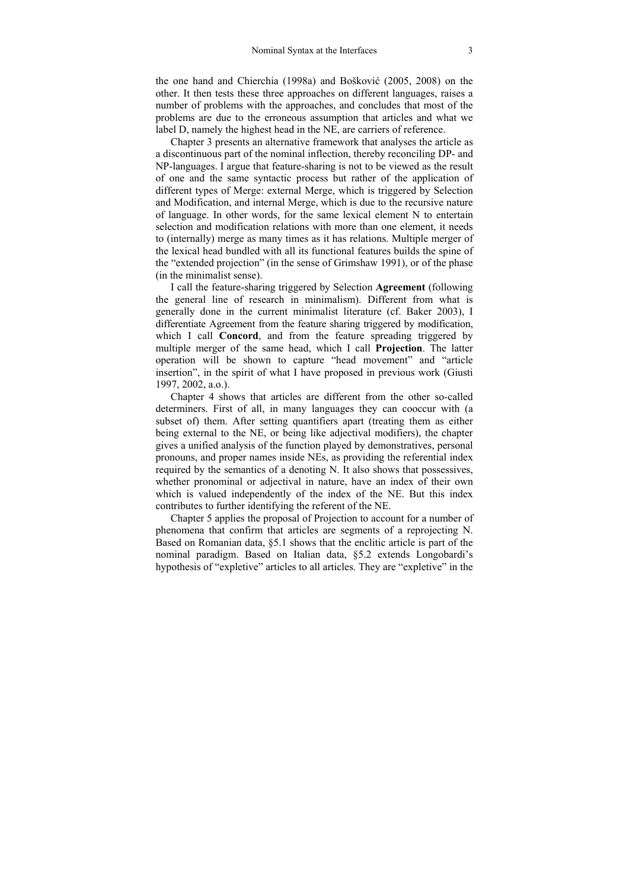the one hand and Chierchia (1998a) and Bošković (2005, 2008) on the other. It then tests these three approaches on different languages, raises a number of problems with the approaches, and concludes that most of the problems are due to the erroneous assumption that articles and what we label D, namely the highest head in the NE, are carriers of reference.

Chapter 3 presents an alternative framework that analyses the article as a discontinuous part of the nominal inflection, thereby reconciling DP- and NP-languages. I argue that feature-sharing is not to be viewed as the result of one and the same syntactic process but rather of the application of different types of Merge: external Merge, which is triggered by Selection and Modification, and internal Merge, which is due to the recursive nature of language. In other words, for the same lexical element N to entertain selection and modification relations with more than one element, it needs to (internally) merge as many times as it has relations. Multiple merger of the lexical head bundled with all its functional features builds the spine of the "extended projection" (in the sense of Grimshaw 1991), or of the phase (in the minimalist sense).

I call the feature-sharing triggered by Selection **Agreement** (following the general line of research in minimalism). Different from what is generally done in the current minimalist literature (cf. Baker 2003), I differentiate Agreement from the feature sharing triggered by modification, which I call **Concord**, and from the feature spreading triggered by multiple merger of the same head, which I call **Projection**. The latter operation will be shown to capture "head movement" and "article insertion", in the spirit of what I have proposed in previous work (Giusti 1997, 2002, a.o.).

Chapter 4 shows that articles are different from the other so-called determiners. First of all, in many languages they can cooccur with (a subset of) them. After setting quantifiers apart (treating them as either being external to the NE, or being like adjectival modifiers), the chapter gives a unified analysis of the function played by demonstratives, personal pronouns, and proper names inside NEs, as providing the referential index required by the semantics of a denoting N. It also shows that possessives, whether pronominal or adjectival in nature, have an index of their own which is valued independently of the index of the NE. But this index contributes to further identifying the referent of the NE.

Chapter 5 applies the proposal of Projection to account for a number of phenomena that confirm that articles are segments of a reprojecting N. Based on Romanian data, §5.1 shows that the enclitic article is part of the nominal paradigm. Based on Italian data, §5.2 extends Longobardi's hypothesis of "expletive" articles to all articles. They are "expletive" in the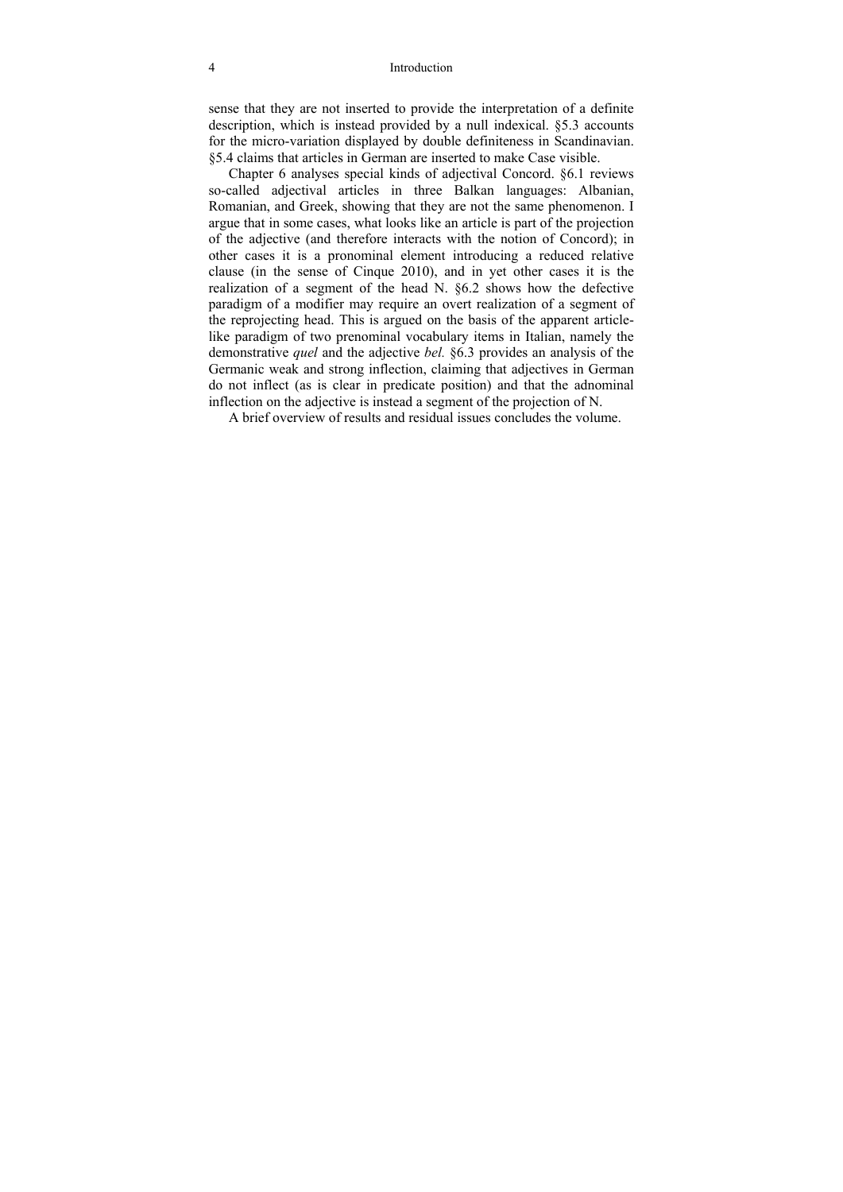sense that they are not inserted to provide the interpretation of a definite description, which is instead provided by a null indexical. §5.3 accounts for the micro-variation displayed by double definiteness in Scandinavian. §5.4 claims that articles in German are inserted to make Case visible.

Chapter 6 analyses special kinds of adjectival Concord. §6.1 reviews so-called adjectival articles in three Balkan languages: Albanian, Romanian, and Greek, showing that they are not the same phenomenon. I argue that in some cases, what looks like an article is part of the projection of the adjective (and therefore interacts with the notion of Concord); in other cases it is a pronominal element introducing a reduced relative clause (in the sense of Cinque 2010), and in yet other cases it is the realization of a segment of the head N. §6.2 shows how the defective paradigm of a modifier may require an overt realization of a segment of the reprojecting head. This is argued on the basis of the apparent article-like paradigm of two prenominal vocabulary items in Italian, namely the demonstrative *quel* and the adjective *bel.* §6.3 provides an analysis of the Germanic weak and strong inflection, claiming that adjectives in German do not inflect (as is clear in predicate position) and that the adnominal inflection on the adjective is instead a segment of the projection of N.

A brief overview of results and residual issues concludes the volume.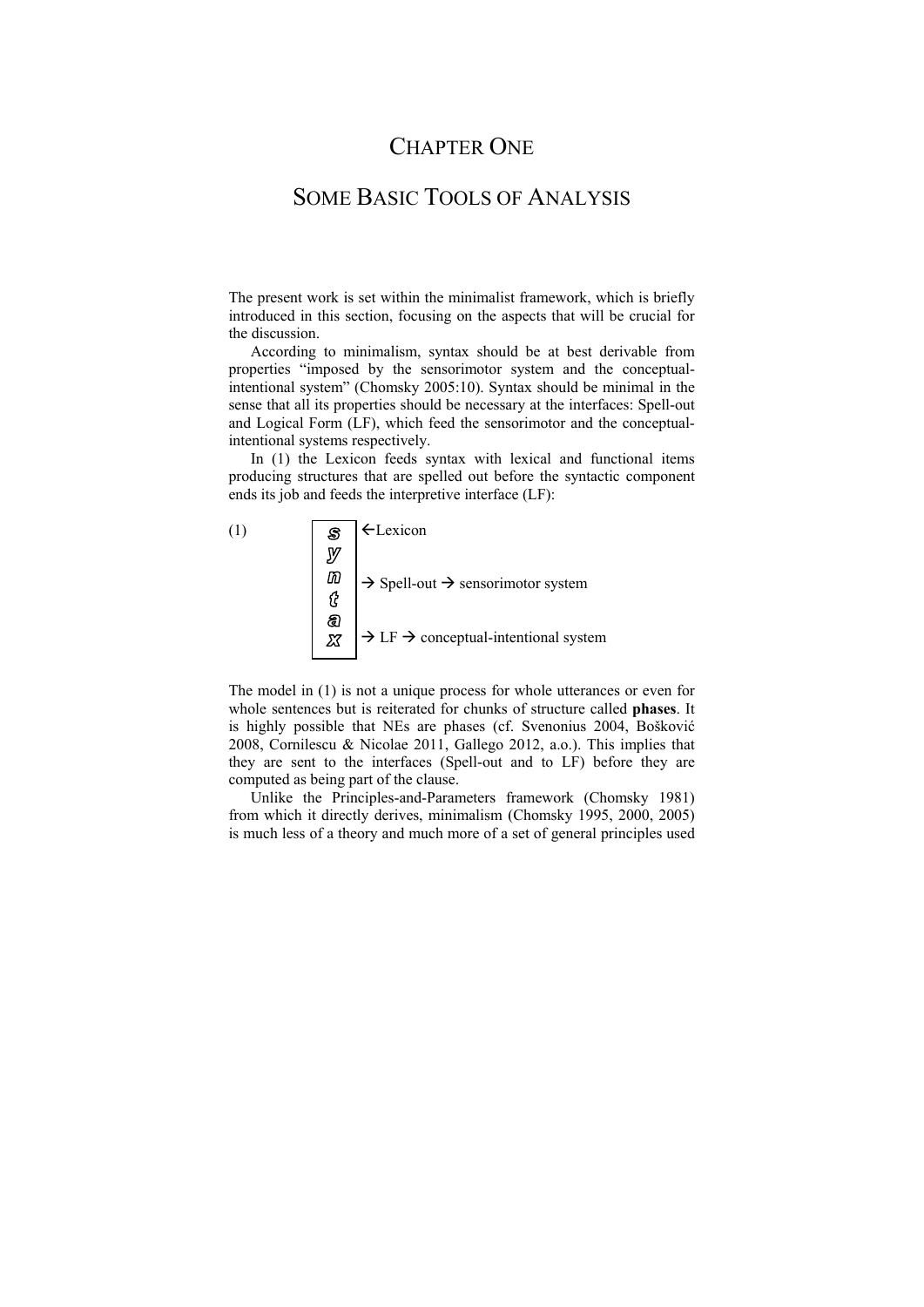# CHAPTER ONE

# SOME BASIC TOOLS OF ANALYSIS

The present work is set within the minimalist framework, which is briefly introduced in this section, focusing on the aspects that will be crucial for the discussion.

According to minimalism, syntax should be at best derivable from properties "imposed by the sensorimotor system and the conceptual-intentional system" (Chomsky 2005:10). Syntax should be minimal in the sense that all its properties should be necessary at the interfaces: Spell-out and Logical Form (LF), which feed the sensorimotor and the conceptual-intentional systems respectively.

In (1) the Lexicon feeds syntax with lexical and functional items producing structures that are spelled out before the syntactic component ends its job and feeds the interpretive interface (LF):

(1)

```
 ┌───┐
 │ s │ ←Lexicon
 │ y │
 │ n │ → Spell-out → sensorimotor system
 │ t │
 │ a │
 │ x │ → LF → conceptual-intentional system
 └───┘
```

The model in (1) is not a unique process for whole utterances or even for whole sentences but is reiterated for chunks of structure called **phases**. It is highly possible that NEs are phases (cf. Svenonius 2004, Bošković 2008, Cornilescu & Nicolae 2011, Gallego 2012, a.o.). This implies that they are sent to the interfaces (Spell-out and to LF) before they are computed as being part of the clause.

Unlike the Principles-and-Parameters framework (Chomsky 1981) from which it directly derives, minimalism (Chomsky 1995, 2000, 2005) is much less of a theory and much more of a set of general principles used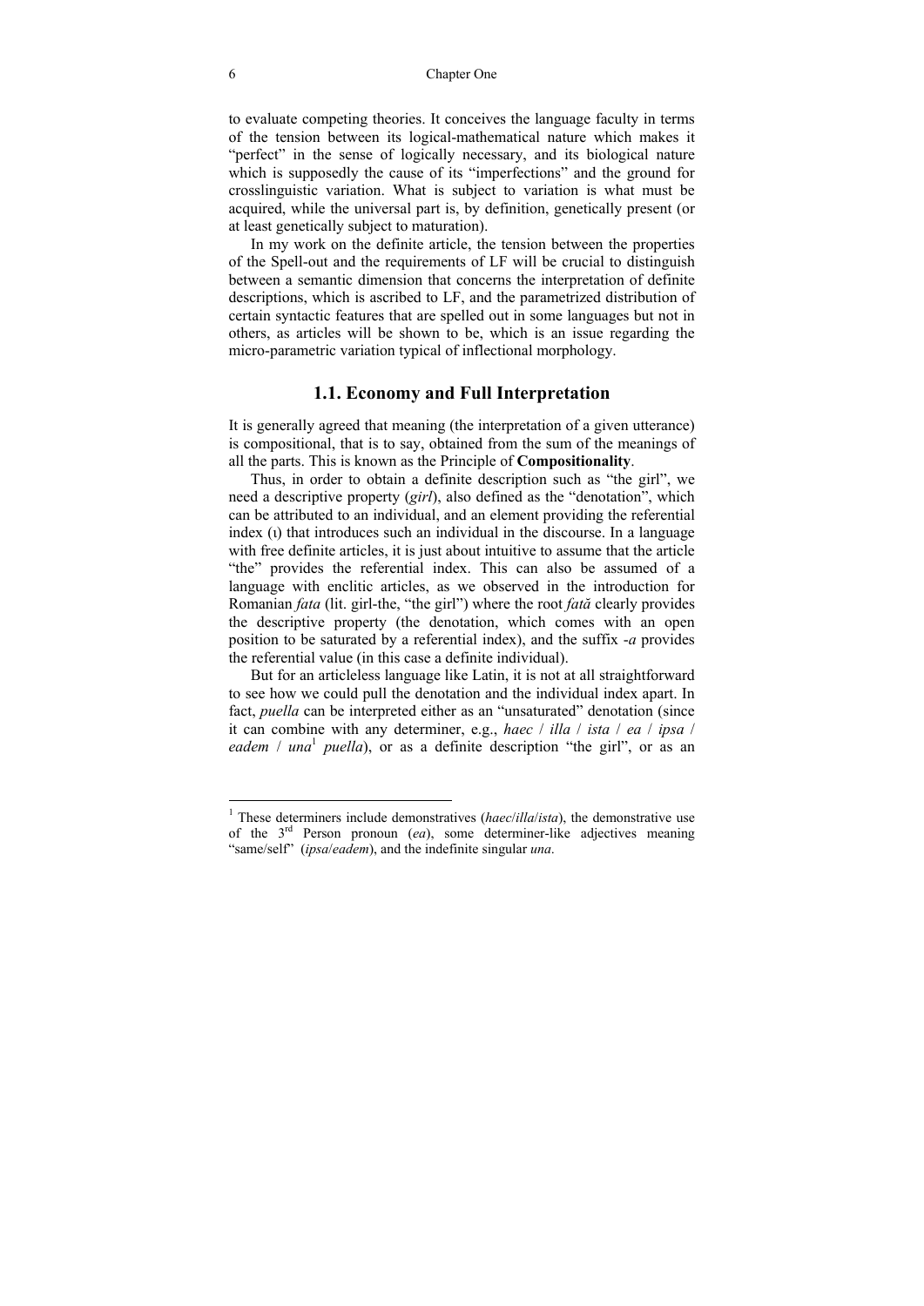to evaluate competing theories. It conceives the language faculty in terms of the tension between its logical-mathematical nature which makes it "perfect" in the sense of logically necessary, and its biological nature which is supposedly the cause of its "imperfections" and the ground for crosslinguistic variation. What is subject to variation is what must be acquired, while the universal part is, by definition, genetically present (or at least genetically subject to maturation).

In my work on the definite article, the tension between the properties of the Spell-out and the requirements of LF will be crucial to distinguish between a semantic dimension that concerns the interpretation of definite descriptions, which is ascribed to LF, and the parametrized distribution of certain syntactic features that are spelled out in some languages but not in others, as articles will be shown to be, which is an issue regarding the micro-parametric variation typical of inflectional morphology.

## 1.1. Economy and Full Interpretation

It is generally agreed that meaning (the interpretation of a given utterance) is compositional, that is to say, obtained from the sum of the meanings of all the parts. This is known as the Principle of **Compositionality**.

Thus, in order to obtain a definite description such as "the girl", we need a descriptive property (*girl*), also defined as the "denotation", which can be attributed to an individual, and an element providing the referential index (ι) that introduces such an individual in the discourse. In a language with free definite articles, it is just about intuitive to assume that the article "the" provides the referential index. This can also be assumed of a language with enclitic articles, as we observed in the introduction for Romanian *fata* (lit. girl-the, "the girl") where the root *fată* clearly provides the descriptive property (the denotation, which comes with an open position to be saturated by a referential index), and the suffix *-a* provides the referential value (in this case a definite individual).

But for an articleless language like Latin, it is not at all straightforward to see how we could pull the denotation and the individual index apart. In fact, *puella* can be interpreted either as an "unsaturated" denotation (since it can combine with any determiner, e.g., *haec* / *illa* / *ista* / *ea* / *ipsa* / *eadem* / *una*[1] *puella*), or as a definite description "the girl", or as an

---

[1] These determiners include demonstratives (*haec*/*illa*/*ista*), the demonstrative use of the 3rd Person pronoun (*ea*), some determiner-like adjectives meaning "same/self" (*ipsa*/*eadem*), and the indefinite singular *una*.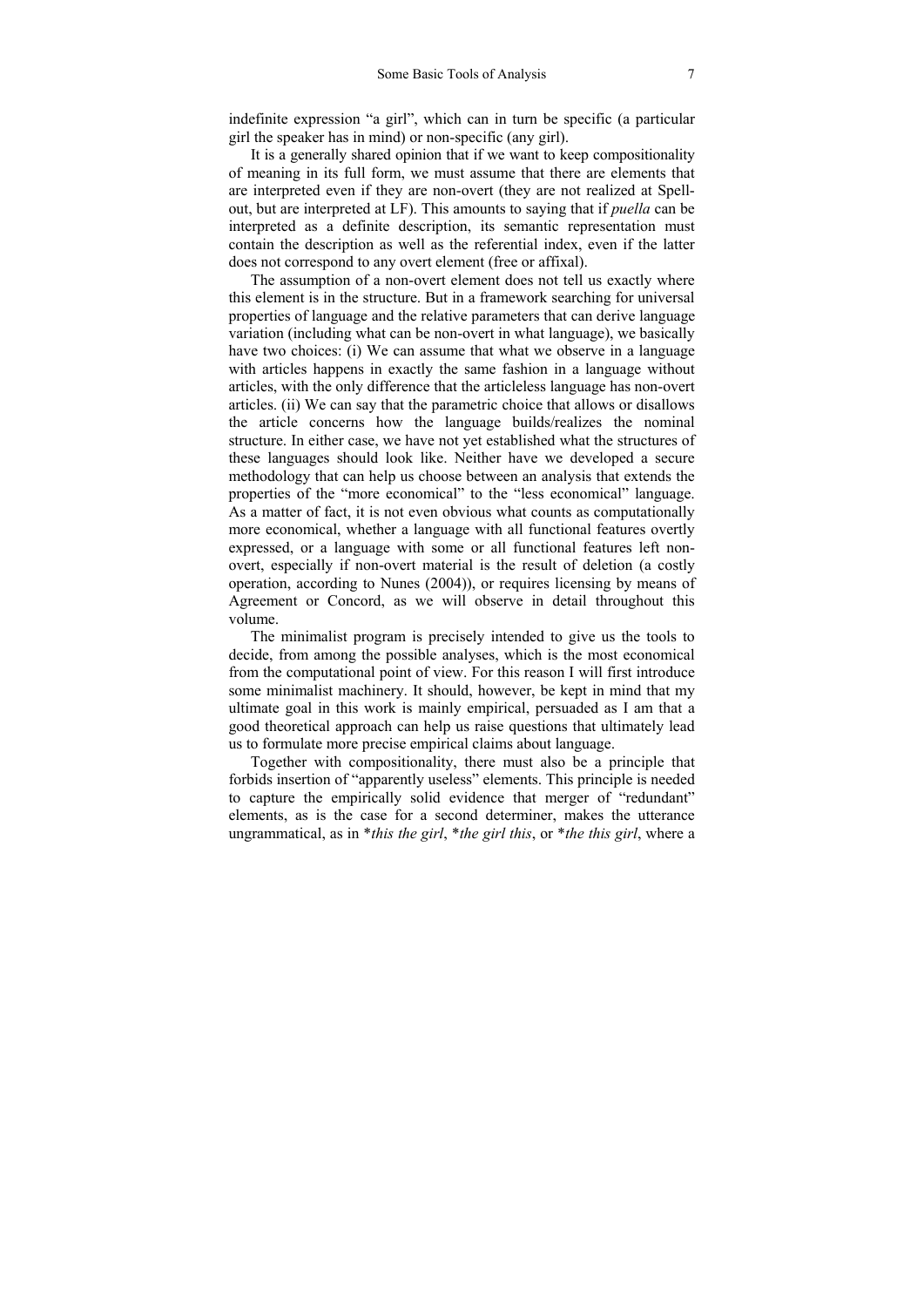indefinite expression "a girl", which can in turn be specific (a particular girl the speaker has in mind) or non-specific (any girl).

It is a generally shared opinion that if we want to keep compositionality of meaning in its full form, we must assume that there are elements that are interpreted even if they are non-overt (they are not realized at Spell-out, but are interpreted at LF). This amounts to saying that if *puella* can be interpreted as a definite description, its semantic representation must contain the description as well as the referential index, even if the latter does not correspond to any overt element (free or affixal).

The assumption of a non-overt element does not tell us exactly where this element is in the structure. But in a framework searching for universal properties of language and the relative parameters that can derive language variation (including what can be non-overt in what language), we basically have two choices: (i) We can assume that what we observe in a language with articles happens in exactly the same fashion in a language without articles, with the only difference that the articleless language has non-overt articles. (ii) We can say that the parametric choice that allows or disallows the article concerns how the language builds/realizes the nominal structure. In either case, we have not yet established what the structures of these languages should look like. Neither have we developed a secure methodology that can help us choose between an analysis that extends the properties of the "more economical" to the "less economical" language. As a matter of fact, it is not even obvious what counts as computationally more economical, whether a language with all functional features overtly expressed, or a language with some or all functional features left non-overt, especially if non-overt material is the result of deletion (a costly operation, according to Nunes (2004)), or requires licensing by means of Agreement or Concord, as we will observe in detail throughout this volume.

The minimalist program is precisely intended to give us the tools to decide, from among the possible analyses, which is the most economical from the computational point of view. For this reason I will first introduce some minimalist machinery. It should, however, be kept in mind that my ultimate goal in this work is mainly empirical, persuaded as I am that a good theoretical approach can help us raise questions that ultimately lead us to formulate more precise empirical claims about language.

Together with compositionality, there must also be a principle that forbids insertion of "apparently useless" elements. This principle is needed to capture the empirically solid evidence that merger of "redundant" elements, as is the case for a second determiner, makes the utterance ungrammatical, as in **this the girl*, **the girl this*, or **the this girl*, where a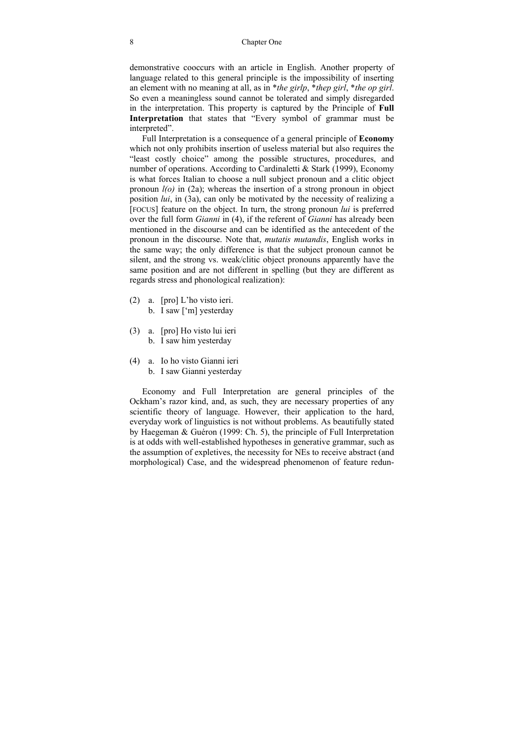demonstrative cooccurs with an article in English. Another property of language related to this general principle is the impossibility of inserting an element with no meaning at all, as in \**the girlp*, \**thep girl*, \**the op girl*. So even a meaningless sound cannot be tolerated and simply disregarded in the interpretation. This property is captured by the Principle of **Full Interpretation** that states that "Every symbol of grammar must be interpreted".

Full Interpretation is a consequence of a general principle of **Economy** which not only prohibits insertion of useless material but also requires the "least costly choice" among the possible structures, procedures, and number of operations. According to Cardinaletti & Stark (1999), Economy is what forces Italian to choose a null subject pronoun and a clitic object pronoun *l(o)* in (2a); whereas the insertion of a strong pronoun in object position *lui*, in (3a), can only be motivated by the necessity of realizing a [FOCUS] feature on the object. In turn, the strong pronoun *lui* is preferred over the full form *Gianni* in (4), if the referent of *Gianni* has already been mentioned in the discourse and can be identified as the antecedent of the pronoun in the discourse. Note that, *mutatis mutandis*, English works in the same way; the only difference is that the subject pronoun cannot be silent, and the strong vs. weak/clitic object pronouns apparently have the same position and are not different in spelling (but they are different as regards stress and phonological realization):

(2) a. [pro] L'ho visto ieri.
    b. I saw ['m] yesterday

(3) a. [pro] Ho visto lui ieri
    b. I saw him yesterday

(4) a. Io ho visto Gianni ieri
    b. I saw Gianni yesterday

Economy and Full Interpretation are general principles of the Ockham's razor kind, and, as such, they are necessary properties of any scientific theory of language. However, their application to the hard, everyday work of linguistics is not without problems. As beautifully stated by Haegeman & Guéron (1999: Ch. 5), the principle of Full Interpretation is at odds with well-established hypotheses in generative grammar, such as the assumption of expletives, the necessity for NEs to receive abstract (and morphological) Case, and the widespread phenomenon of feature redun-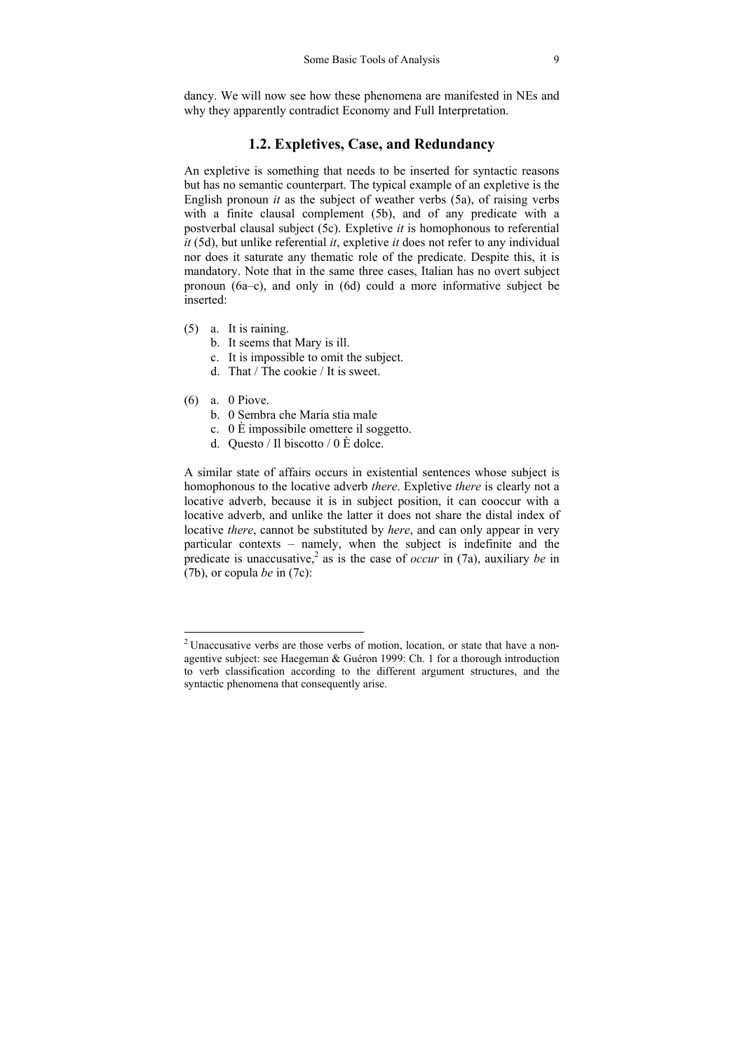dancy. We will now see how these phenomena are manifested in NEs and why they apparently contradict Economy and Full Interpretation.

## 1.2. Expletives, Case, and Redundancy

An expletive is something that needs to be inserted for syntactic reasons but has no semantic counterpart. The typical example of an expletive is the English pronoun *it* as the subject of weather verbs (5a), of raising verbs with a finite clausal complement (5b), and of any predicate with a postverbal clausal subject (5c). Expletive *it* is homophonous to referential *it* (5d), but unlike referential *it*, expletive *it* does not refer to any individual nor does it saturate any thematic role of the predicate. Despite this, it is mandatory. Note that in the same three cases, Italian has no overt subject pronoun (6a–c), and only in (6d) could a more informative subject be inserted:

(5) a. It is raining.
 b. It seems that Mary is ill.
 c. It is impossible to omit the subject.
 d. That / The cookie / It is sweet.

(6) a. 0 Piove.
 b. 0 Sembra che Maria stia male
 c. 0 È impossibile omettere il soggetto.
 d. Questo / Il biscotto / 0 È dolce.

A similar state of affairs occurs in existential sentences whose subject is homophonous to the locative adverb *there*. Expletive *there* is clearly not a locative adverb, because it is in subject position, it can cooccur with a locative adverb, and unlike the latter it does not share the distal index of locative *there*, cannot be substituted by *here*, and can only appear in very particular contexts – namely, when the subject is indefinite and the predicate is unaccusative,[2] as is the case of *occur* in (7a), auxiliary *be* in (7b), or copula *be* in (7c):

---

[2] Unaccusative verbs are those verbs of motion, location, or state that have a non-agentive subject: see Haegeman & Guéron 1999: Ch. 1 for a thorough introduction to verb classification according to the different argument structures, and the syntactic phenomena that consequently arise.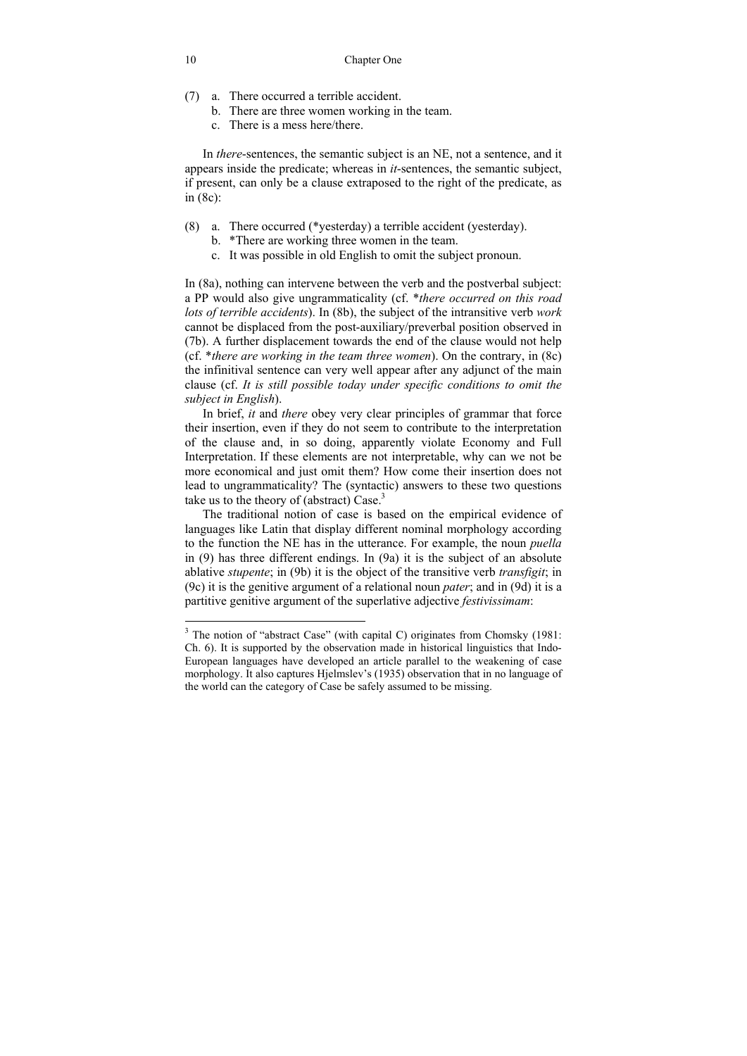(7) a. There occurred a terrible accident.
    b. There are three women working in the team.
    c. There is a mess here/there.

In *there*-sentences, the semantic subject is an NE, not a sentence, and it appears inside the predicate; whereas in *it*-sentences, the semantic subject, if present, can only be a clause extraposed to the right of the predicate, as in (8c):

(8) a. There occurred (*yesterday) a terrible accident (yesterday).
    b. *There are working three women in the team.
    c. It was possible in old English to omit the subject pronoun.

In (8a), nothing can intervene between the verb and the postverbal subject: a PP would also give ungrammaticality (cf. **there occurred on this road lots of terrible accidents*). In (8b), the subject of the intransitive verb *work* cannot be displaced from the post-auxiliary/preverbal position observed in (7b). A further displacement towards the end of the clause would not help (cf. **there are working in the team three women*). On the contrary, in (8c) the infinitival sentence can very well appear after any adjunct of the main clause (cf. *It is still possible today under specific conditions to omit the subject in English*).

In brief, *it* and *there* obey very clear principles of grammar that force their insertion, even if they do not seem to contribute to the interpretation of the clause and, in so doing, apparently violate Economy and Full Interpretation. If these elements are not interpretable, why can we not be more economical and just omit them? How come their insertion does not lead to ungrammaticality? The (syntactic) answers to these two questions take us to the theory of (abstract) Case.[3]

The traditional notion of case is based on the empirical evidence of languages like Latin that display different nominal morphology according to the function the NE has in the utterance. For example, the noun *puella* in (9) has three different endings. In (9a) it is the subject of an absolute ablative *stupente*; in (9b) it is the object of the transitive verb *transfigit*; in (9c) it is the genitive argument of a relational noun *pater*; and in (9d) it is a partitive genitive argument of the superlative adjective *festivissimam*:

---

[3] The notion of "abstract Case" (with capital C) originates from Chomsky (1981: Ch. 6). It is supported by the observation made in historical linguistics that Indo-European languages have developed an article parallel to the weakening of case morphology. It also captures Hjelmslev's (1935) observation that in no language of the world can the category of Case be safely assumed to be missing.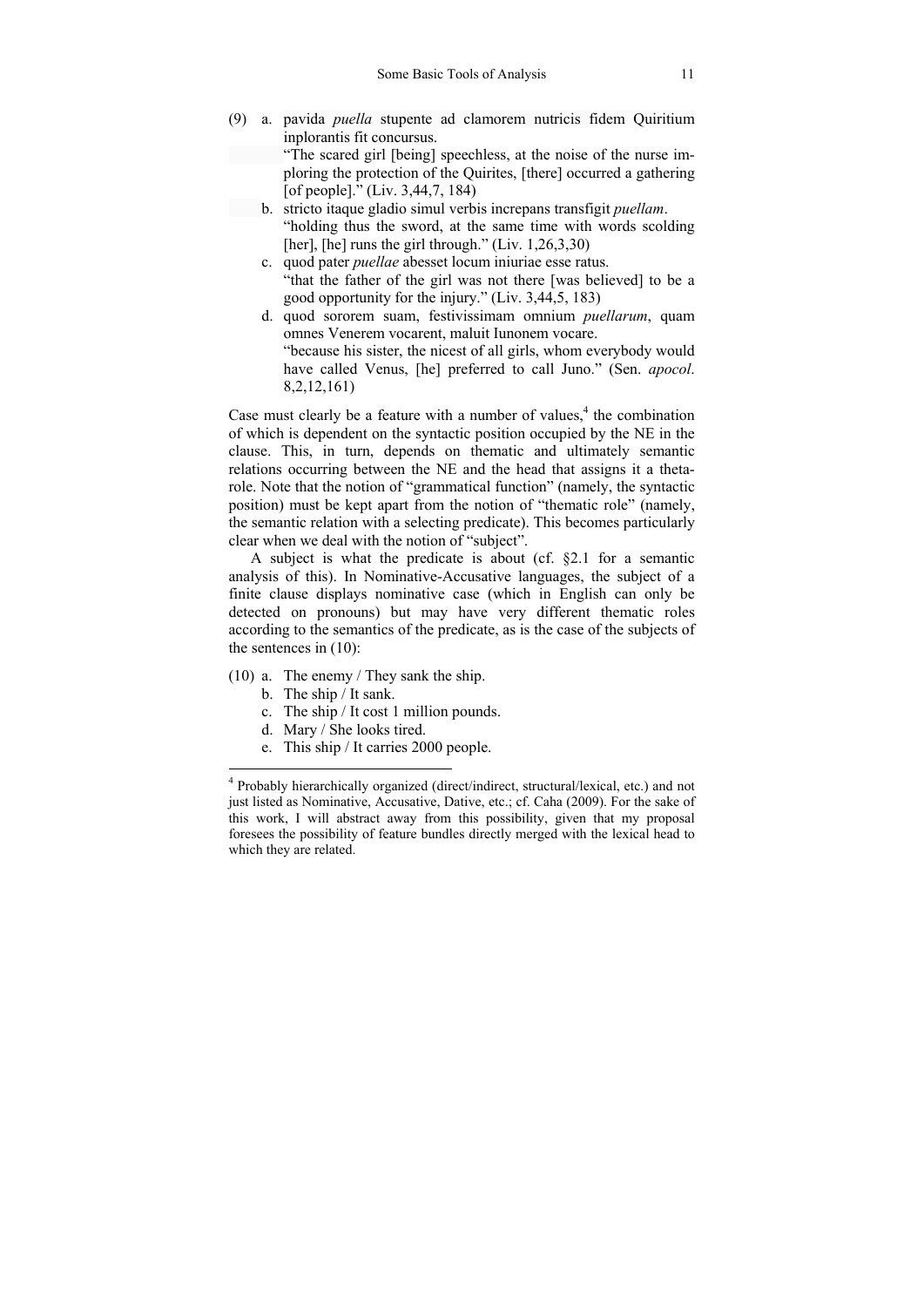(9) a. pavida *puella* stupente ad clamorem nutricis fidem Quiritium inplorantis fit concursus.
"The scared girl [being] speechless, at the noise of the nurse imploring the protection of the Quirites, [there] occurred a gathering [of people]." (Liv. 3,44,7, 184)

b. stricto itaque gladio simul verbis increpans transfigit *puellam*.
"holding thus the sword, at the same time with words scolding [her], [he] runs the girl through." (Liv. 1,26,3,30)

c. quod pater *puellae* abesset locum iniuriae esse ratus.
"that the father of the girl was not there [was believed] to be a good opportunity for the injury." (Liv. 3,44,5, 183)

d. quod sororem suam, festivissimam omnium *puellarum*, quam omnes Venerem vocarent, maluit Iunonem vocare.
"because his sister, the nicest of all girls, whom everybody would have called Venus, [he] preferred to call Juno." (Sen. *apocol.* 8,2,12,161)

Case must clearly be a feature with a number of values,[4] the combination of which is dependent on the syntactic position occupied by the NE in the clause. This, in turn, depends on thematic and ultimately semantic relations occurring between the NE and the head that assigns it a theta-role. Note that the notion of "grammatical function" (namely, the syntactic position) must be kept apart from the notion of "thematic role" (namely, the semantic relation with a selecting predicate). This becomes particularly clear when we deal with the notion of "subject".

A subject is what the predicate is about (cf. §2.1 for a semantic analysis of this). In Nominative-Accusative languages, the subject of a finite clause displays nominative case (which in English can only be detected on pronouns) but may have very different thematic roles according to the semantics of the predicate, as is the case of the subjects of the sentences in (10):

(10) a. The enemy / They sank the ship.
b. The ship / It sank.
c. The ship / It cost 1 million pounds.
d. Mary / She looks tired.
e. This ship / It carries 2000 people.

[4] Probably hierarchically organized (direct/indirect, structural/lexical, etc.) and not just listed as Nominative, Accusative, Dative, etc.; cf. Caha (2009). For the sake of this work, I will abstract away from this possibility, given that my proposal foresees the possibility of feature bundles directly merged with the lexical head to which they are related.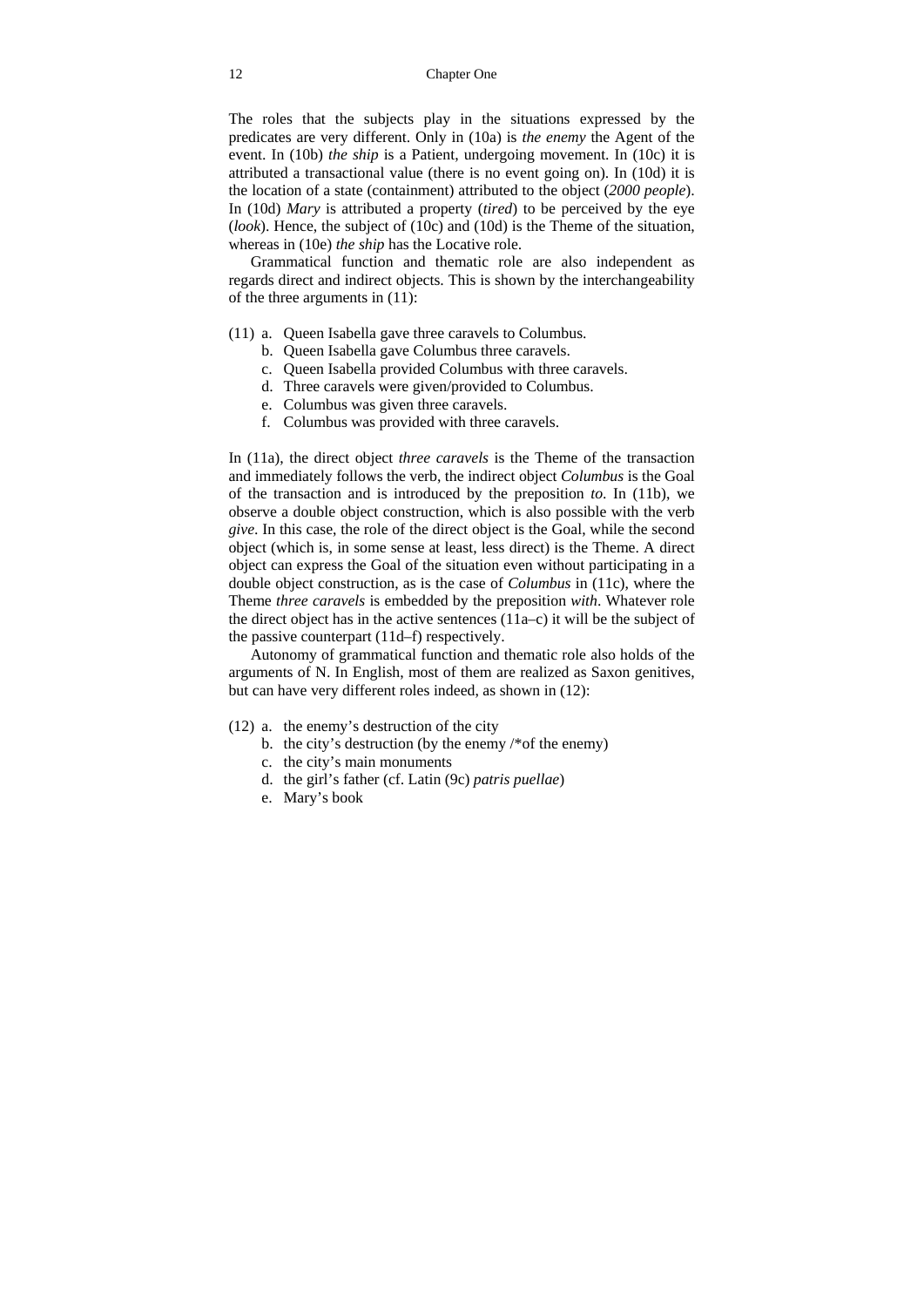The roles that the subjects play in the situations expressed by the predicates are very different. Only in (10a) is *the enemy* the Agent of the event. In (10b) *the ship* is a Patient, undergoing movement. In (10c) it is attributed a transactional value (there is no event going on). In (10d) it is the location of a state (containment) attributed to the object (*2000 people*). In (10d) *Mary* is attributed a property (*tired*) to be perceived by the eye (*look*). Hence, the subject of (10c) and (10d) is the Theme of the situation, whereas in (10e) *the ship* has the Locative role.

Grammatical function and thematic role are also independent as regards direct and indirect objects. This is shown by the interchangeability of the three arguments in (11):

(11) a. Queen Isabella gave three caravels to Columbus.
  b. Queen Isabella gave Columbus three caravels.
  c. Queen Isabella provided Columbus with three caravels.
  d. Three caravels were given/provided to Columbus.
  e. Columbus was given three caravels.
  f. Columbus was provided with three caravels.

In (11a), the direct object *three caravels* is the Theme of the transaction and immediately follows the verb, the indirect object *Columbus* is the Goal of the transaction and is introduced by the preposition *to*. In (11b), we observe a double object construction, which is also possible with the verb *give*. In this case, the role of the direct object is the Goal, while the second object (which is, in some sense at least, less direct) is the Theme. A direct object can express the Goal of the situation even without participating in a double object construction, as is the case of *Columbus* in (11c), where the Theme *three caravels* is embedded by the preposition *with*. Whatever role the direct object has in the active sentences (11a–c) it will be the subject of the passive counterpart (11d–f) respectively.

Autonomy of grammatical function and thematic role also holds of the arguments of N. In English, most of them are realized as Saxon genitives, but can have very different roles indeed, as shown in (12):

(12) a. the enemy's destruction of the city
  b. the city's destruction (by the enemy /*of the enemy)
  c. the city's main monuments
  d. the girl's father (cf. Latin (9c) *patris puellae*)
  e. Mary's book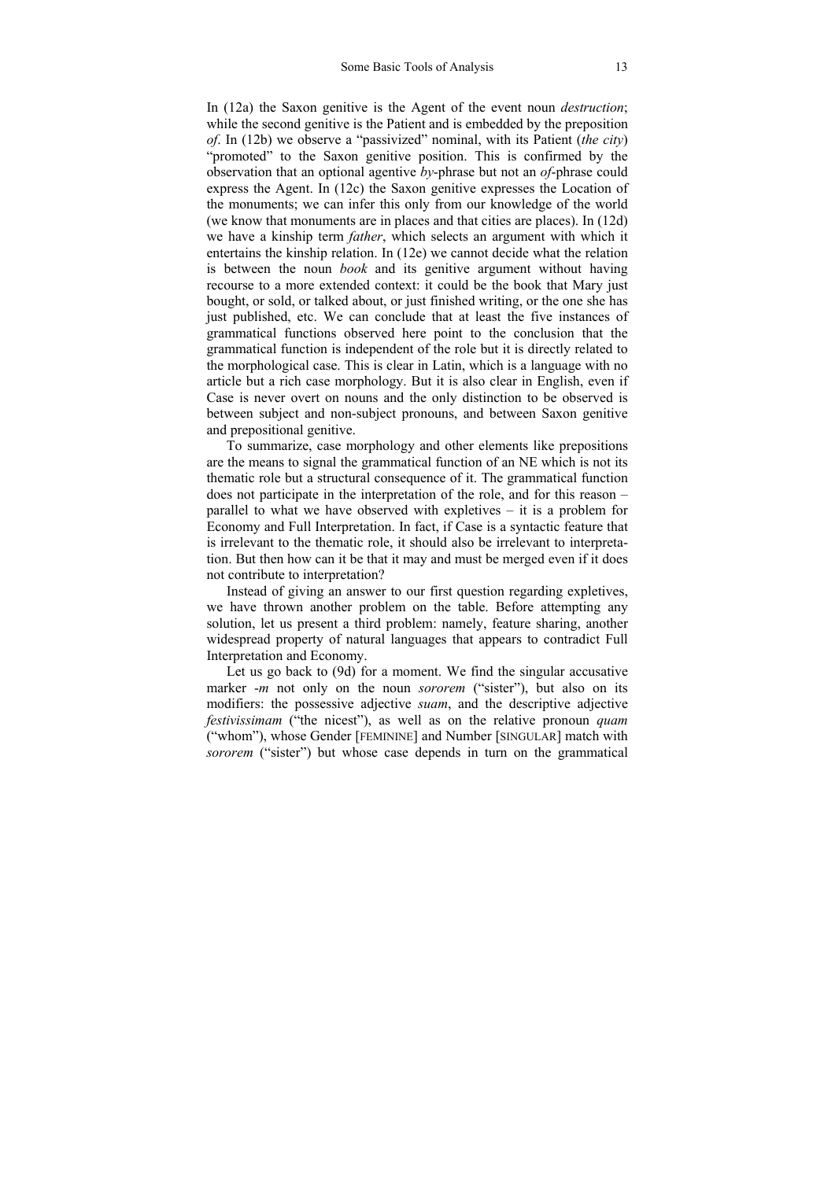In (12a) the Saxon genitive is the Agent of the event noun *destruction*; while the second genitive is the Patient and is embedded by the preposition *of*. In (12b) we observe a "passivized" nominal, with its Patient (*the city*) "promoted" to the Saxon genitive position. This is confirmed by the observation that an optional agentive *by*-phrase but not an *of*-phrase could express the Agent. In (12c) the Saxon genitive expresses the Location of the monuments; we can infer this only from our knowledge of the world (we know that monuments are in places and that cities are places). In (12d) we have a kinship term *father*, which selects an argument with which it entertains the kinship relation. In (12e) we cannot decide what the relation is between the noun *book* and its genitive argument without having recourse to a more extended context: it could be the book that Mary just bought, or sold, or talked about, or just finished writing, or the one she has just published, etc. We can conclude that at least the five instances of grammatical functions observed here point to the conclusion that the grammatical function is independent of the role but it is directly related to the morphological case. This is clear in Latin, which is a language with no article but a rich case morphology. But it is also clear in English, even if Case is never overt on nouns and the only distinction to be observed is between subject and non-subject pronouns, and between Saxon genitive and prepositional genitive.

To summarize, case morphology and other elements like prepositions are the means to signal the grammatical function of an NE which is not its thematic role but a structural consequence of it. The grammatical function does not participate in the interpretation of the role, and for this reason – parallel to what we have observed with expletives – it is a problem for Economy and Full Interpretation. In fact, if Case is a syntactic feature that is irrelevant to the thematic role, it should also be irrelevant to interpretation. But then how can it be that it may and must be merged even if it does not contribute to interpretation?

Instead of giving an answer to our first question regarding expletives, we have thrown another problem on the table. Before attempting any solution, let us present a third problem: namely, feature sharing, another widespread property of natural languages that appears to contradict Full Interpretation and Economy.

Let us go back to (9d) for a moment. We find the singular accusative marker *-m* not only on the noun *sororem* ("sister"), but also on its modifiers: the possessive adjective *suam*, and the descriptive adjective *festivissimam* ("the nicest"), as well as on the relative pronoun *quam* ("whom"), whose Gender [FEMININE] and Number [SINGULAR] match with *sororem* ("sister") but whose case depends in turn on the grammatical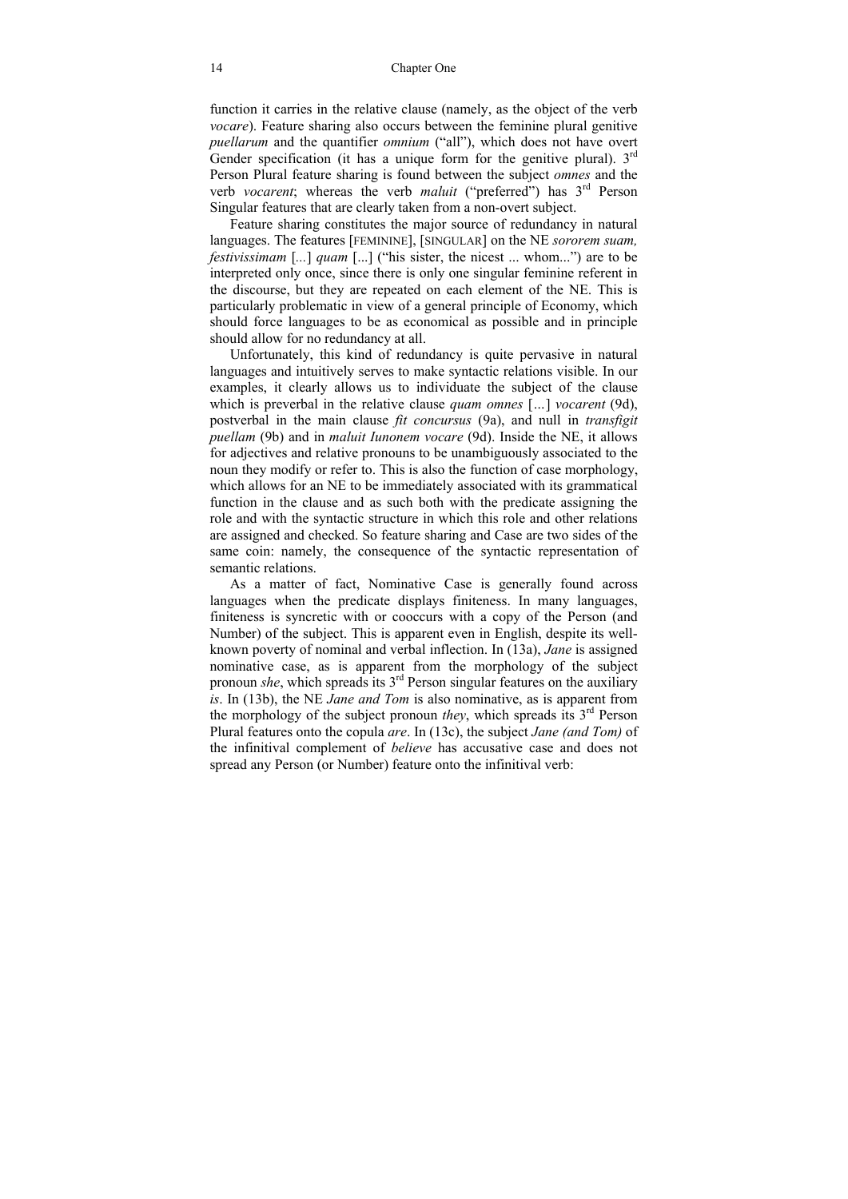function it carries in the relative clause (namely, as the object of the verb *vocare*). Feature sharing also occurs between the feminine plural genitive *puellarum* and the quantifier *omnium* ("all"), which does not have overt Gender specification (it has a unique form for the genitive plural). 3rd Person Plural feature sharing is found between the subject *omnes* and the verb *vocarent*; whereas the verb *maluit* ("preferred") has 3rd Person Singular features that are clearly taken from a non-overt subject.

Feature sharing constitutes the major source of redundancy in natural languages. The features [FEMININE], [SINGULAR] on the NE *sororem suam, festivissimam* [...] *quam* [...] ("his sister, the nicest ... whom...") are to be interpreted only once, since there is only one singular feminine referent in the discourse, but they are repeated on each element of the NE. This is particularly problematic in view of a general principle of Economy, which should force languages to be as economical as possible and in principle should allow for no redundancy at all.

Unfortunately, this kind of redundancy is quite pervasive in natural languages and intuitively serves to make syntactic relations visible. In our examples, it clearly allows us to individuate the subject of the clause which is preverbal in the relative clause *quam omnes* [...] *vocarent* (9d), postverbal in the main clause *fit concursus* (9a), and null in *transfigit puellam* (9b) and in *maluit Iunonem vocare* (9d). Inside the NE, it allows for adjectives and relative pronouns to be unambiguously associated to the noun they modify or refer to. This is also the function of case morphology, which allows for an NE to be immediately associated with its grammatical function in the clause and as such both with the predicate assigning the role and with the syntactic structure in which this role and other relations are assigned and checked. So feature sharing and Case are two sides of the same coin: namely, the consequence of the syntactic representation of semantic relations.

As a matter of fact, Nominative Case is generally found across languages when the predicate displays finiteness. In many languages, finiteness is syncretic with or cooccurs with a copy of the Person (and Number) of the subject. This is apparent even in English, despite its well-known poverty of nominal and verbal inflection. In (13a), *Jane* is assigned nominative case, as is apparent from the morphology of the subject pronoun *she*, which spreads its 3rd Person singular features on the auxiliary *is*. In (13b), the NE *Jane and Tom* is also nominative, as is apparent from the morphology of the subject pronoun *they*, which spreads its 3rd Person Plural features onto the copula *are*. In (13c), the subject *Jane (and Tom)* of the infinitival complement of *believe* has accusative case and does not spread any Person (or Number) feature onto the infinitival verb: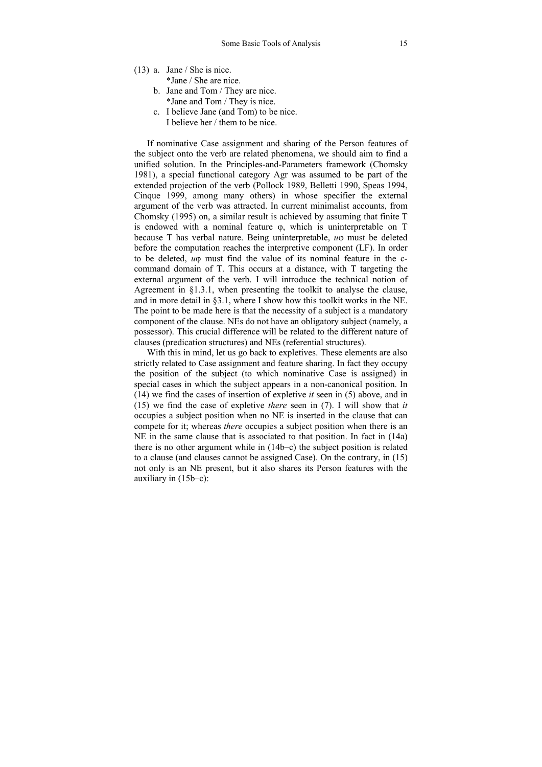(13) a. Jane / She is nice.
*Jane / She are nice.
b. Jane and Tom / They are nice.
*Jane and Tom / They is nice.
c. I believe Jane (and Tom) to be nice.
I believe her / them to be nice.

If nominative Case assignment and sharing of the Person features of the subject onto the verb are related phenomena, we should aim to find a unified solution. In the Principles-and-Parameters framework (Chomsky 1981), a special functional category Agr was assumed to be part of the extended projection of the verb (Pollock 1989, Belletti 1990, Speas 1994, Cinque 1999, among many others) in whose specifier the external argument of the verb was attracted. In current minimalist accounts, from Chomsky (1995) on, a similar result is achieved by assuming that finite T is endowed with a nominal feature φ, which is uninterpretable on T because T has verbal nature. Being uninterpretable, *u*φ must be deleted before the computation reaches the interpretive component (LF). In order to be deleted, *u*φ must find the value of its nominal feature in the c-command domain of T. This occurs at a distance, with T targeting the external argument of the verb. I will introduce the technical notion of Agreement in §1.3.1, when presenting the toolkit to analyse the clause, and in more detail in §3.1, where I show how this toolkit works in the NE. The point to be made here is that the necessity of a subject is a mandatory component of the clause. NEs do not have an obligatory subject (namely, a possessor). This crucial difference will be related to the different nature of clauses (predication structures) and NEs (referential structures).

With this in mind, let us go back to expletives. These elements are also strictly related to Case assignment and feature sharing. In fact they occupy the position of the subject (to which nominative Case is assigned) in special cases in which the subject appears in a non-canonical position. In (14) we find the cases of insertion of expletive *it* seen in (5) above, and in (15) we find the case of expletive *there* seen in (7). I will show that *it* occupies a subject position when no NE is inserted in the clause that can compete for it; whereas *there* occupies a subject position when there is an NE in the same clause that is associated to that position. In fact in (14a) there is no other argument while in (14b–c) the subject position is related to a clause (and clauses cannot be assigned Case). On the contrary, in (15) not only is an NE present, but it also shares its Person features with the auxiliary in (15b–c):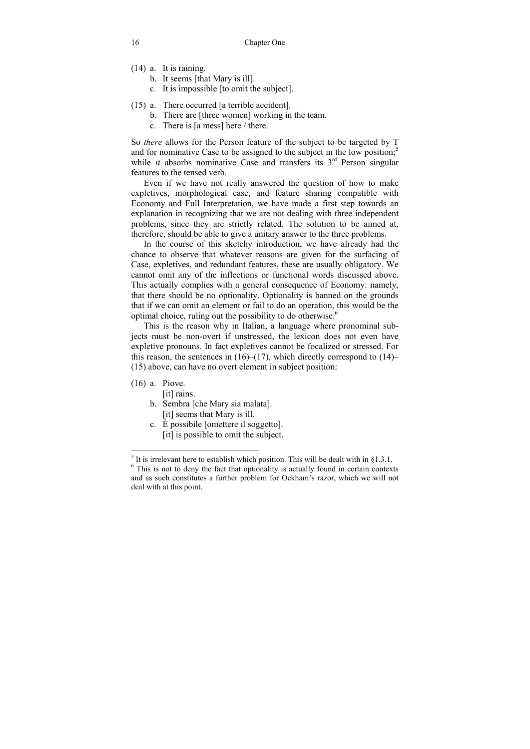(14) a. It is raining.
b. It seems [that Mary is ill].
c. It is impossible [to omit the subject].

(15) a. There occurred [a terrible accident].
b. There are [three women] working in the team.
c. There is [a mess] here / there.

So *there* allows for the Person feature of the subject to be targeted by T and for nominative Case to be assigned to the subject in the low position;[5] while *it* absorbs nominative Case and transfers its 3rd Person singular features to the tensed verb.

Even if we have not really answered the question of how to make expletives, morphological case, and feature sharing compatible with Economy and Full Interpretation, we have made a first step towards an explanation in recognizing that we are not dealing with three independent problems, since they are strictly related. The solution to be aimed at, therefore, should be able to give a unitary answer to the three problems.

In the course of this sketchy introduction, we have already had the chance to observe that whatever reasons are given for the surfacing of Case, expletives, and redundant features, these are usually obligatory. We cannot omit any of the inflections or functional words discussed above. This actually complies with a general consequence of Economy: namely, that there should be no optionality. Optionality is banned on the grounds that if we can omit an element or fail to do an operation, this would be the optimal choice, ruling out the possibility to do otherwise.[6]

This is the reason why in Italian, a language where pronominal subjects must be non-overt if unstressed, the lexicon does not even have expletive pronouns. In fact expletives cannot be focalized or stressed. For this reason, the sentences in (16)–(17), which directly correspond to (14)–(15) above, can have no overt element in subject position:

(16) a. Piove.
[it] rains.
b. Sembra [che Mary sia malata].
[it] seems that Mary is ill.
c. È possibile [omettere il soggetto].
[it] is possible to omit the subject.

---

[5] It is irrelevant here to establish which position. This will be dealt with in §1.3.1.

[6] This is not to deny the fact that optionality is actually found in certain contexts and as such constitutes a further problem for Ockham's razor, which we will not deal with at this point.